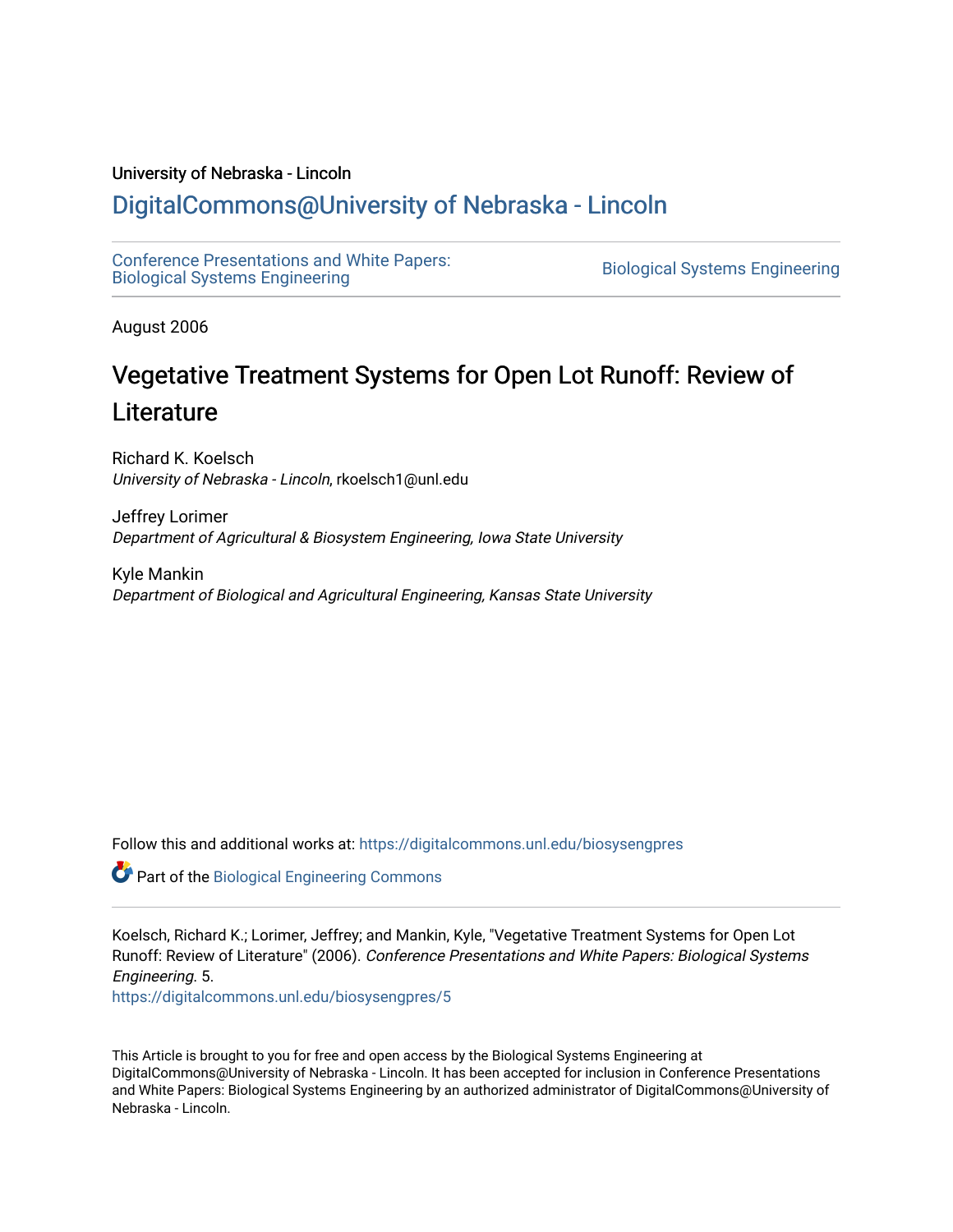University of Nebraska - Lincoln

DigitalCommons@University of Nebraska - Lincoln

Conference Presentations and White Papers: Biological Systems Engineering

Biological Systems Engineering

August 2006

# Vegetative Treatment Systems for Open Lot Runoff: Review of Literature

Richard K. Koelsch
*University of Nebraska - Lincoln*, rkoelsch1@unl.edu

Jeffrey Lorimer
*Department of Agricultural & Biosystem Engineering, Iowa State University*

Kyle Mankin
*Department of Biological and Agricultural Engineering, Kansas State University*

Follow this and additional works at: https://digitalcommons.unl.edu/biosysengpres

Part of the Biological Engineering Commons

Koelsch, Richard K.; Lorimer, Jeffrey; and Mankin, Kyle, "Vegetative Treatment Systems for Open Lot Runoff: Review of Literature" (2006). *Conference Presentations and White Papers: Biological Systems Engineering*. 5.
https://digitalcommons.unl.edu/biosysengpres/5

This Article is brought to you for free and open access by the Biological Systems Engineering at DigitalCommons@University of Nebraska - Lincoln. It has been accepted for inclusion in Conference Presentations and White Papers: Biological Systems Engineering by an authorized administrator of DigitalCommons@University of Nebraska - Lincoln.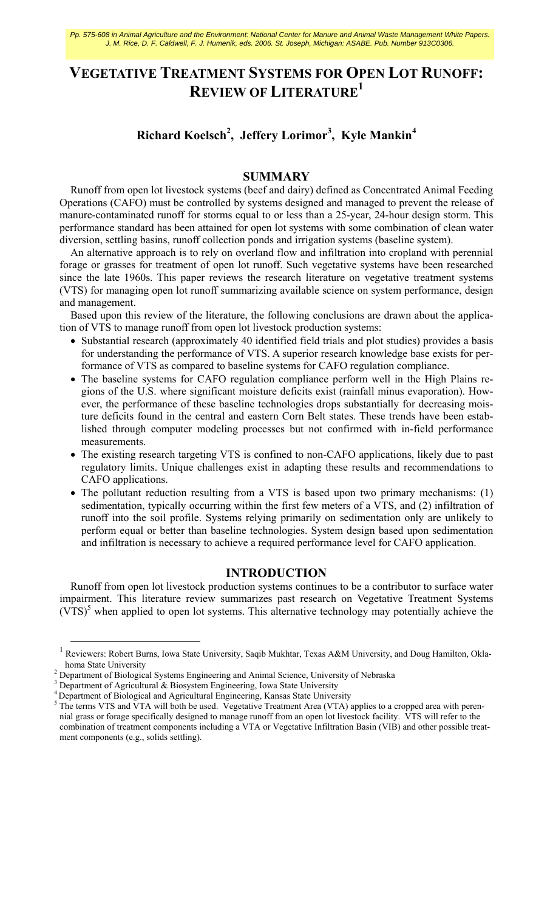# VEGETATIVE TREATMENT SYSTEMS FOR OPEN LOT RUNOFF: REVIEW OF LITERATURE[1]

## Richard Koelsch[2], Jeffery Lorimor[3], Kyle Mankin[4]

## SUMMARY

Runoff from open lot livestock systems (beef and dairy) defined as Concentrated Animal Feeding Operations (CAFO) must be controlled by systems designed and managed to prevent the release of manure-contaminated runoff for storms equal to or less than a 25-year, 24-hour design storm. This performance standard has been attained for open lot systems with some combination of clean water diversion, settling basins, runoff collection ponds and irrigation systems (baseline system).

An alternative approach is to rely on overland flow and infiltration into cropland with perennial forage or grasses for treatment of open lot runoff. Such vegetative systems have been researched since the late 1960s. This paper reviews the research literature on vegetative treatment systems (VTS) for managing open lot runoff summarizing available science on system performance, design and management.

Based upon this review of the literature, the following conclusions are drawn about the application of VTS to manage runoff from open lot livestock production systems:

- Substantial research (approximately 40 identified field trials and plot studies) provides a basis for understanding the performance of VTS. A superior research knowledge base exists for performance of VTS as compared to baseline systems for CAFO regulation compliance.
- The baseline systems for CAFO regulation compliance perform well in the High Plains regions of the U.S. where significant moisture deficits exist (rainfall minus evaporation). However, the performance of these baseline technologies drops substantially for decreasing moisture deficits found in the central and eastern Corn Belt states. These trends have been established through computer modeling processes but not confirmed with in-field performance measurements.
- The existing research targeting VTS is confined to non-CAFO applications, likely due to past regulatory limits. Unique challenges exist in adapting these results and recommendations to CAFO applications.
- The pollutant reduction resulting from a VTS is based upon two primary mechanisms: (1) sedimentation, typically occurring within the first few meters of a VTS, and (2) infiltration of runoff into the soil profile. Systems relying primarily on sedimentation only are unlikely to perform equal or better than baseline technologies. System design based upon sedimentation and infiltration is necessary to achieve a required performance level for CAFO application.

## INTRODUCTION

Runoff from open lot livestock production systems continues to be a contributor to surface water impairment. This literature review summarizes past research on Vegetative Treatment Systems (VTS)[5] when applied to open lot systems. This alternative technology may potentially achieve the

---

[1] Reviewers: Robert Burns, Iowa State University, Saqib Mukhtar, Texas A&M University, and Doug Hamilton, Oklahoma State University

[2] Department of Biological Systems Engineering and Animal Science, University of Nebraska

[3] Department of Agricultural & Biosystem Engineering, Iowa State University

[4] Department of Biological and Agricultural Engineering, Kansas State University

[5] The terms VTS and VTA will both be used. Vegetative Treatment Area (VTA) applies to a cropped area with perennial grass or forage specifically designed to manage runoff from an open lot livestock facility. VTS will refer to the combination of treatment components including a VTA or Vegetative Infiltration Basin (VIB) and other possible treatment components (e.g., solids settling).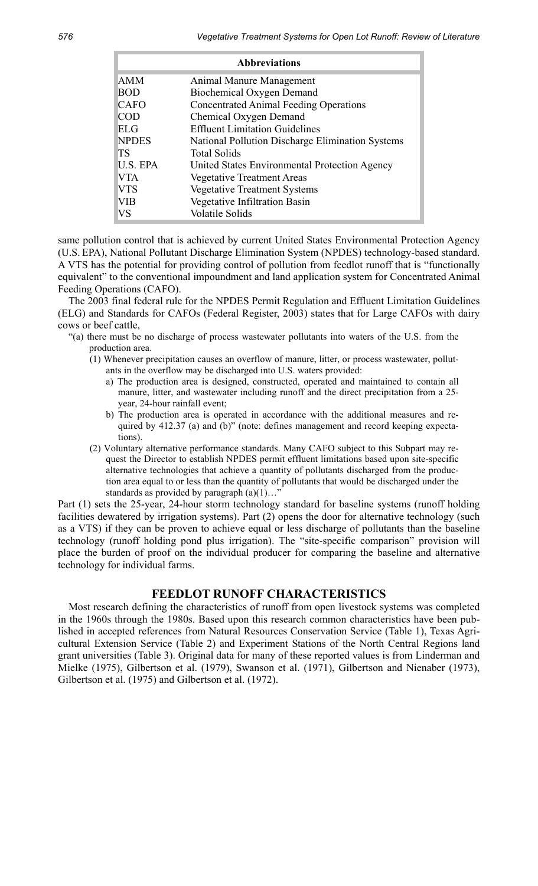| Abbreviations | |
|---|---|
| AMM | Animal Manure Management |
| BOD | Biochemical Oxygen Demand |
| CAFO | Concentrated Animal Feeding Operations |
| COD | Chemical Oxygen Demand |
| ELG | Effluent Limitation Guidelines |
| NPDES | National Pollution Discharge Elimination Systems |
| TS | Total Solids |
| U.S. EPA | United States Environmental Protection Agency |
| VTA | Vegetative Treatment Areas |
| VTS | Vegetative Treatment Systems |
| VIB | Vegetative Infiltration Basin |
| VS | Volatile Solids |

same pollution control that is achieved by current United States Environmental Protection Agency (U.S. EPA), National Pollutant Discharge Elimination System (NPDES) technology-based standard. A VTS has the potential for providing control of pollution from feedlot runoff that is "functionally equivalent" to the conventional impoundment and land application system for Concentrated Animal Feeding Operations (CAFO).

The 2003 final federal rule for the NPDES Permit Regulation and Effluent Limitation Guidelines (ELG) and Standards for CAFOs (Federal Register, 2003) states that for Large CAFOs with dairy cows or beef cattle,

"(a) there must be no discharge of process wastewater pollutants into waters of the U.S. from the production area.

(1) Whenever precipitation causes an overflow of manure, litter, or process wastewater, pollutants in the overflow may be discharged into U.S. waters provided:

a) The production area is designed, constructed, operated and maintained to contain all manure, litter, and wastewater including runoff and the direct precipitation from a 25-year, 24-hour rainfall event;

b) The production area is operated in accordance with the additional measures and required by 412.37 (a) and (b)" (note: defines management and record keeping expectations).

(2) Voluntary alternative performance standards. Many CAFO subject to this Subpart may request the Director to establish NPDES permit effluent limitations based upon site-specific alternative technologies that achieve a quantity of pollutants discharged from the production area equal to or less than the quantity of pollutants that would be discharged under the standards as provided by paragraph (a)(1)…"

Part (1) sets the 25-year, 24-hour storm technology standard for baseline systems (runoff holding facilities dewatered by irrigation systems). Part (2) opens the door for alternative technology (such as a VTS) if they can be proven to achieve equal or less discharge of pollutants than the baseline technology (runoff holding pond plus irrigation). The "site-specific comparison" provision will place the burden of proof on the individual producer for comparing the baseline and alternative technology for individual farms.

## FEEDLOT RUNOFF CHARACTERISTICS

Most research defining the characteristics of runoff from open livestock systems was completed in the 1960s through the 1980s. Based upon this research common characteristics have been published in accepted references from Natural Resources Conservation Service (Table 1), Texas Agricultural Extension Service (Table 2) and Experiment Stations of the North Central Regions land grant universities (Table 3). Original data for many of these reported values is from Linderman and Mielke (1975), Gilbertson et al. (1979), Swanson et al. (1971), Gilbertson and Nienaber (1973), Gilbertson et al. (1975) and Gilbertson et al. (1972).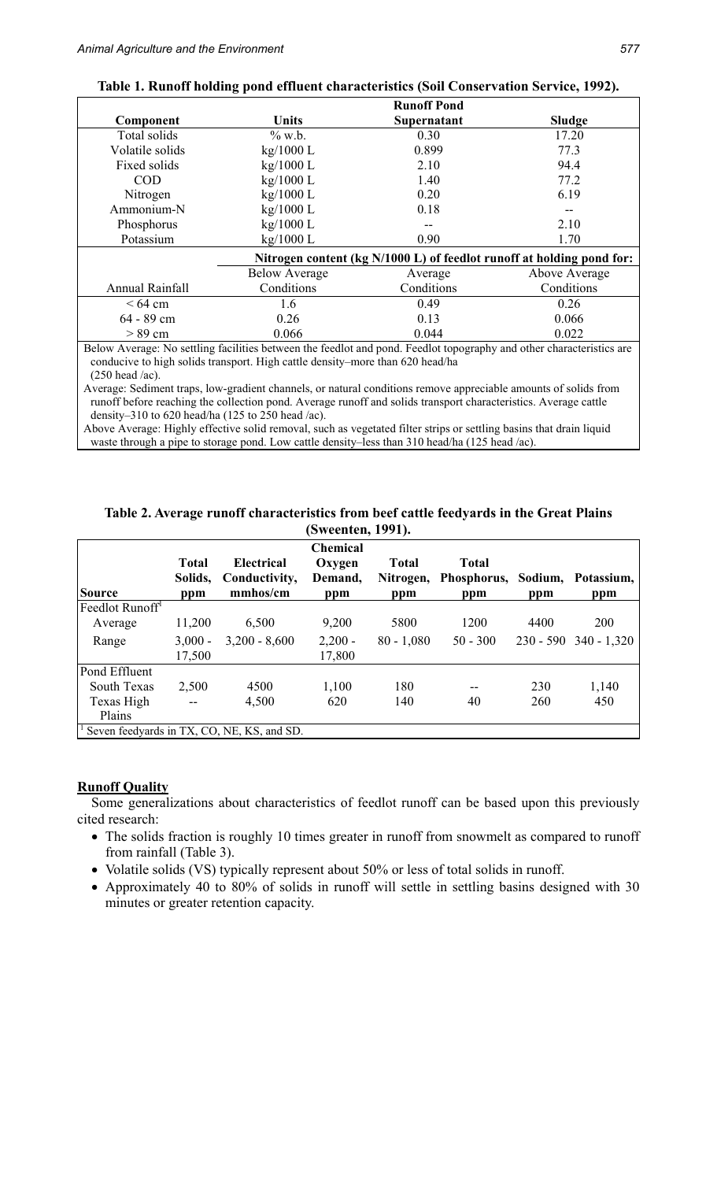**Table 1. Runoff holding pond effluent characteristics (Soil Conservation Service, 1992).**

| Component | Units | Runoff Pond Supernatant | Sludge |
|---|---|---|---|
| Total solids | % w.b. | 0.30 | 17.20 |
| Volatile solids | kg/1000 L | 0.899 | 77.3 |
| Fixed solids | kg/1000 L | 2.10 | 94.4 |
| COD | kg/1000 L | 1.40 | 77.2 |
| Nitrogen | kg/1000 L | 0.20 | 6.19 |
| Ammonium-N | kg/1000 L | 0.18 | -- |
| Phosphorus | kg/1000 L | -- | 2.10 |
| Potassium | kg/1000 L | 0.90 | 1.70 |

| | Nitrogen content (kg N/1000 L) of feedlot runoff at holding pond for: | | |
|---|---|---|---|
| Annual Rainfall | Below Average Conditions | Average Conditions | Above Average Conditions |
| < 64 cm | 1.6 | 0.49 | 0.26 |
| 64 - 89 cm | 0.26 | 0.13 | 0.066 |
| > 89 cm | 0.066 | 0.044 | 0.022 |

Below Average: No settling facilities between the feedlot and pond. Feedlot topography and other characteristics are conducive to high solids transport. High cattle density–more than 620 head/ha (250 head /ac).

Average: Sediment traps, low-gradient channels, or natural conditions remove appreciable amounts of solids from runoff before reaching the collection pond. Average runoff and solids transport characteristics. Average cattle density–310 to 620 head/ha (125 to 250 head /ac).

Above Average: Highly effective solid removal, such as vegetated filter strips or settling basins that drain liquid waste through a pipe to storage pond. Low cattle density–less than 310 head/ha (125 head /ac).

**Table 2. Average runoff characteristics from beef cattle feedyards in the Great Plains (Sweenten, 1991).**

| Source | Total Solids, ppm | Electrical Conductivity, mmhos/cm | Chemical Oxygen Demand, ppm | Total Nitrogen, ppm | Total Phosphorus, ppm | Sodium, ppm | Potassium, ppm |
|---|---|---|---|---|---|---|---|
| Feedlot Runoff[1] | | | | | | | |
| Average | 11,200 | 6,500 | 9,200 | 5800 | 1200 | 4400 | 200 |
| Range | 3,000 - 17,500 | 3,200 - 8,600 | 2,200 - 17,800 | 80 - 1,080 | 50 - 300 | 230 - 590 | 340 - 1,320 |
| Pond Effluent | | | | | | | |
| South Texas | 2,500 | 4500 | 1,100 | 180 | -- | 230 | 1,140 |
| Texas High Plains | -- | 4,500 | 620 | 140 | 40 | 260 | 450 |

[1] Seven feedyards in TX, CO, NE, KS, and SD.

## Runoff Quality

Some generalizations about characteristics of feedlot runoff can be based upon this previously cited research:

- The solids fraction is roughly 10 times greater in runoff from snowmelt as compared to runoff from rainfall (Table 3).
- Volatile solids (VS) typically represent about 50% or less of total solids in runoff.
- Approximately 40 to 80% of solids in runoff will settle in settling basins designed with 30 minutes or greater retention capacity.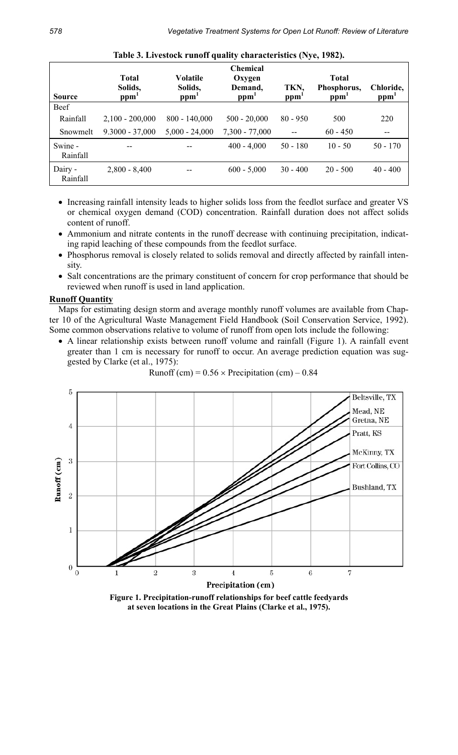**Table 3. Livestock runoff quality characteristics (Nye, 1982).**

| Source | Total Solids, ppm[1] | Volatile Solids, ppm[1] | Chemical Oxygen Demand, ppm[1] | TKN, ppm[1] | Total Phosphorus, ppm[1] | Chloride, ppm[1] |
|---|---|---|---|---|---|---|
| Beef | | | | | | |
| Rainfall | 2,100 - 200,000 | 800 - 140,000 | 500 - 20,000 | 80 - 950 | 500 | 220 |
| Snowmelt | 9.3000 - 37,000 | 5,000 - 24,000 | 7,300 - 77,000 | -- | 60 - 450 | -- |
| Swine - Rainfall | -- | -- | 400 - 4,000 | 50 - 180 | 10 - 50 | 50 - 170 |
| Dairy - Rainfall | 2,800 - 8,400 | -- | 600 - 5,000 | 30 - 400 | 20 - 500 | 40 - 400 |

- Increasing rainfall intensity leads to higher solids loss from the feedlot surface and greater VS or chemical oxygen demand (COD) concentration. Rainfall duration does not affect solids content of runoff.
- Ammonium and nitrate contents in the runoff decrease with continuing precipitation, indicating rapid leaching of these compounds from the feedlot surface.
- Phosphorus removal is closely related to solids removal and directly affected by rainfall intensity.
- Salt concentrations are the primary constituent of concern for crop performance that should be reviewed when runoff is used in land application.

## Runoff Quantity

Maps for estimating design storm and average monthly runoff volumes are available from Chapter 10 of the Agricultural Waste Management Field Handbook (Soil Conservation Service, 1992). Some common observations relative to volume of runoff from open lots include the following:

- A linear relationship exists between runoff volume and rainfall (Figure 1). A rainfall event greater than 1 cm is necessary for runoff to occur. An average prediction equation was suggested by Clarke (et al., 1975):

$$\text{Runoff (cm)} = 0.56 \times \text{Precipitation (cm)} - 0.84$$

**Figure 1. Precipitation-runoff relationships for beef cattle feedyards at seven locations in the Great Plains (Clarke et al., 1975).**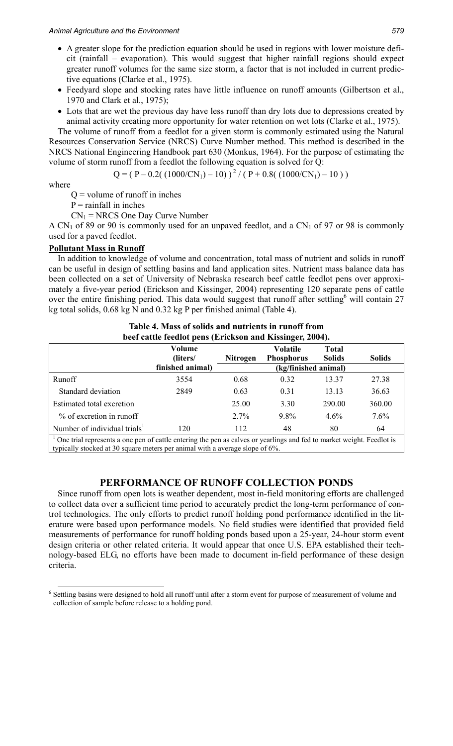- A greater slope for the prediction equation should be used in regions with lower moisture deficit (rainfall – evaporation). This would suggest that higher rainfall regions should expect greater runoff volumes for the same size storm, a factor that is not included in current predictive equations (Clarke et al., 1975).
- Feedyard slope and stocking rates have little influence on runoff amounts (Gilbertson et al., 1970 and Clark et al., 1975);
- Lots that are wet the previous day have less runoff than dry lots due to depressions created by animal activity creating more opportunity for water retention on wet lots (Clarke et al., 1975).

The volume of runoff from a feedlot for a given storm is commonly estimated using the Natural Resources Conservation Service (NRCS) Curve Number method. This method is described in the NRCS National Engineering Handbook part 630 (Monkus, 1964). For the purpose of estimating the volume of storm runoff from a feedlot the following equation is solved for Q:

$$Q = \left( P - 0.2\left( (1000/CN_1) - 10 \right) \right)^2 / \left( P + 0.8\left( (1000/CN_1) - 10 \right) \right)$$

where

$Q$ = volume of runoff in inches

$P$ = rainfall in inches

$CN_1$ = NRCS One Day Curve Number

A $CN_1$ of 89 or 90 is commonly used for an unpaved feedlot, and a $CN_1$ of 97 or 98 is commonly used for a paved feedlot.

**Pollutant Mass in Runoff**

In addition to knowledge of volume and concentration, total mass of nutrient and solids in runoff can be useful in design of settling basins and land application sites. Nutrient mass balance data has been collected on a set of University of Nebraska research beef cattle feedlot pens over approximately a five-year period (Erickson and Kissinger, 2004) representing 120 separate pens of cattle over the entire finishing period. This data would suggest that runoff after settling[6] will contain 27 kg total solids, 0.68 kg N and 0.32 kg P per finished animal (Table 4).

**Table 4. Mass of solids and nutrients in runoff from beef cattle feedlot pens (Erickson and Kissinger, 2004).**

| | Volume (liters/ finished animal) | Nitrogen | Volatile Phosphorus | Total Solids | Solids |
|---|---|---|---|---|---|
| | | (kg/finished animal) | | | |
| Runoff | 3554 | 0.68 | 0.32 | 13.37 | 27.38 |
| Standard deviation | 2849 | 0.63 | 0.31 | 13.13 | 36.63 |
| Estimated total excretion | | 25.00 | 3.30 | 290.00 | 360.00 |
| % of excretion in runoff | | 2.7% | 9.8% | 4.6% | 7.6% |
| Number of individual trials[1] | 120 | 112 | 48 | 80 | 64 |

[1] One trial represents a one pen of cattle entering the pen as calves or yearlings and fed to market weight. Feedlot is typically stocked at 30 square meters per animal with a average slope of 6%.

## PERFORMANCE OF RUNOFF COLLECTION PONDS

Since runoff from open lots is weather dependent, most in-field monitoring efforts are challenged to collect data over a sufficient time period to accurately predict the long-term performance of control technologies. The only efforts to predict runoff holding pond performance identified in the literature were based upon performance models. No field studies were identified that provided field measurements of performance for runoff holding ponds based upon a 25-year, 24-hour storm event design criteria or other related criteria. It would appear that once U.S. EPA established their technology-based ELG, no efforts have been made to document in-field performance of these design criteria.

[6] Settling basins were designed to hold all runoff until after a storm event for purpose of measurement of volume and collection of sample before release to a holding pond.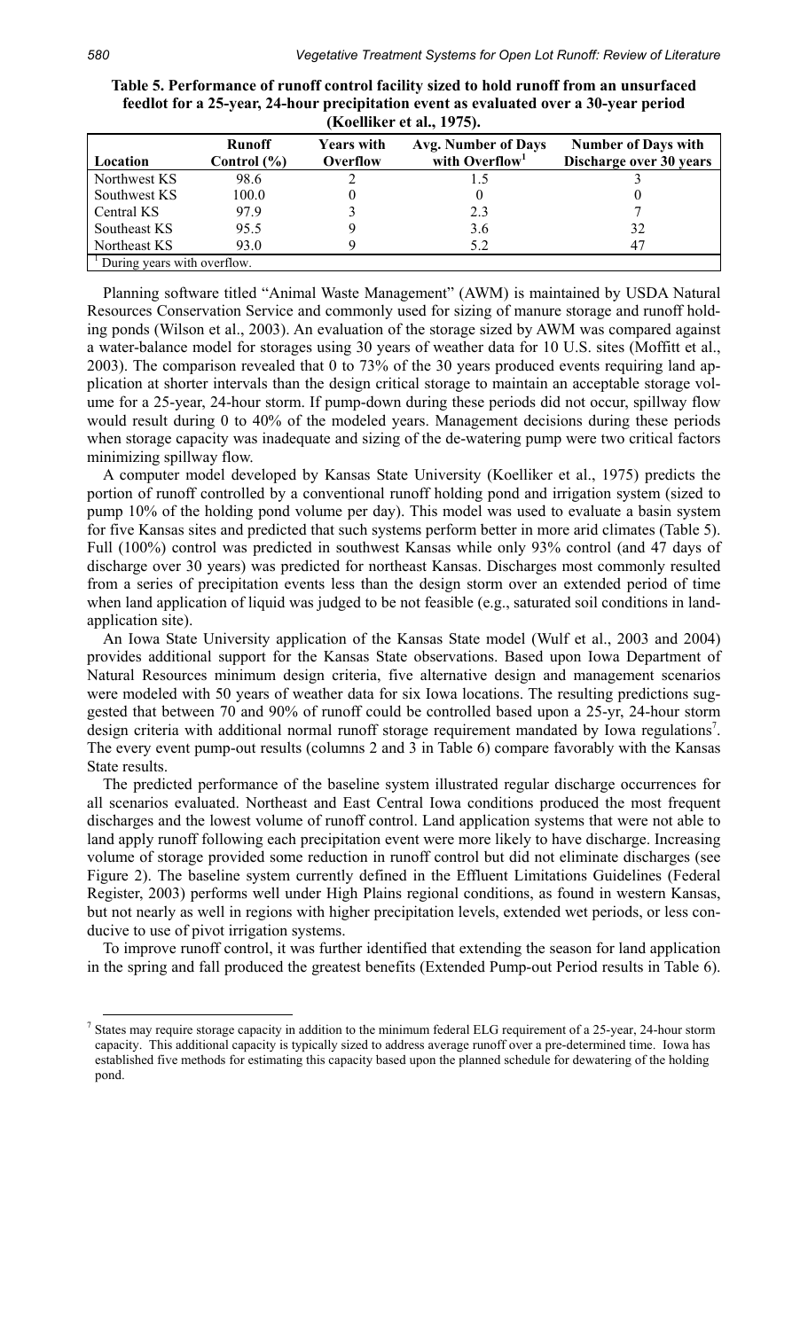**Table 5. Performance of runoff control facility sized to hold runoff from an unsurfaced feedlot for a 25-year, 24-hour precipitation event as evaluated over a 30-year period (Koelliker et al., 1975).**

| Location | Runoff Control (%) | Years with Overflow | Avg. Number of Days with Overflow[1] | Number of Days with Discharge over 30 years |
|---|---|---|---|---|
| Northwest KS | 98.6 | 2 | 1.5 | 3 |
| Southwest KS | 100.0 | 0 | 0 | 0 |
| Central KS | 97.9 | 3 | 2.3 | 7 |
| Southeast KS | 95.5 | 9 | 3.6 | 32 |
| Northeast KS | 93.0 | 9 | 5.2 | 47 |

[1] During years with overflow.

Planning software titled "Animal Waste Management" (AWM) is maintained by USDA Natural Resources Conservation Service and commonly used for sizing of manure storage and runoff holding ponds (Wilson et al., 2003). An evaluation of the storage sized by AWM was compared against a water-balance model for storages using 30 years of weather data for 10 U.S. sites (Moffitt et al., 2003). The comparison revealed that 0 to 73% of the 30 years produced events requiring land application at shorter intervals than the design critical storage to maintain an acceptable storage volume for a 25-year, 24-hour storm. If pump-down during these periods did not occur, spillway flow would result during 0 to 40% of the modeled years. Management decisions during these periods when storage capacity was inadequate and sizing of the de-watering pump were two critical factors minimizing spillway flow.

A computer model developed by Kansas State University (Koelliker et al., 1975) predicts the portion of runoff controlled by a conventional runoff holding pond and irrigation system (sized to pump 10% of the holding pond volume per day). This model was used to evaluate a basin system for five Kansas sites and predicted that such systems perform better in more arid climates (Table 5). Full (100%) control was predicted in southwest Kansas while only 93% control (and 47 days of discharge over 30 years) was predicted for northeast Kansas. Discharges most commonly resulted from a series of precipitation events less than the design storm over an extended period of time when land application of liquid was judged to be not feasible (e.g., saturated soil conditions in land-application site).

An Iowa State University application of the Kansas State model (Wulf et al., 2003 and 2004) provides additional support for the Kansas State observations. Based upon Iowa Department of Natural Resources minimum design criteria, five alternative design and management scenarios were modeled with 50 years of weather data for six Iowa locations. The resulting predictions suggested that between 70 and 90% of runoff could be controlled based upon a 25-yr, 24-hour storm design criteria with additional normal runoff storage requirement mandated by Iowa regulations[7]. The every event pump-out results (columns 2 and 3 in Table 6) compare favorably with the Kansas State results.

The predicted performance of the baseline system illustrated regular discharge occurrences for all scenarios evaluated. Northeast and East Central Iowa conditions produced the most frequent discharges and the lowest volume of runoff control. Land application systems that were not able to land apply runoff following each precipitation event were more likely to have discharge. Increasing volume of storage provided some reduction in runoff control but did not eliminate discharges (see Figure 2). The baseline system currently defined in the Effluent Limitations Guidelines (Federal Register, 2003) performs well under High Plains regional conditions, as found in western Kansas, but not nearly as well in regions with higher precipitation levels, extended wet periods, or less conducive to use of pivot irrigation systems.

To improve runoff control, it was further identified that extending the season for land application in the spring and fall produced the greatest benefits (Extended Pump-out Period results in Table 6).

[7] States may require storage capacity in addition to the minimum federal ELG requirement of a 25-year, 24-hour storm capacity. This additional capacity is typically sized to address average runoff over a pre-determined time. Iowa has established five methods for estimating this capacity based upon the planned schedule for dewatering of the holding pond.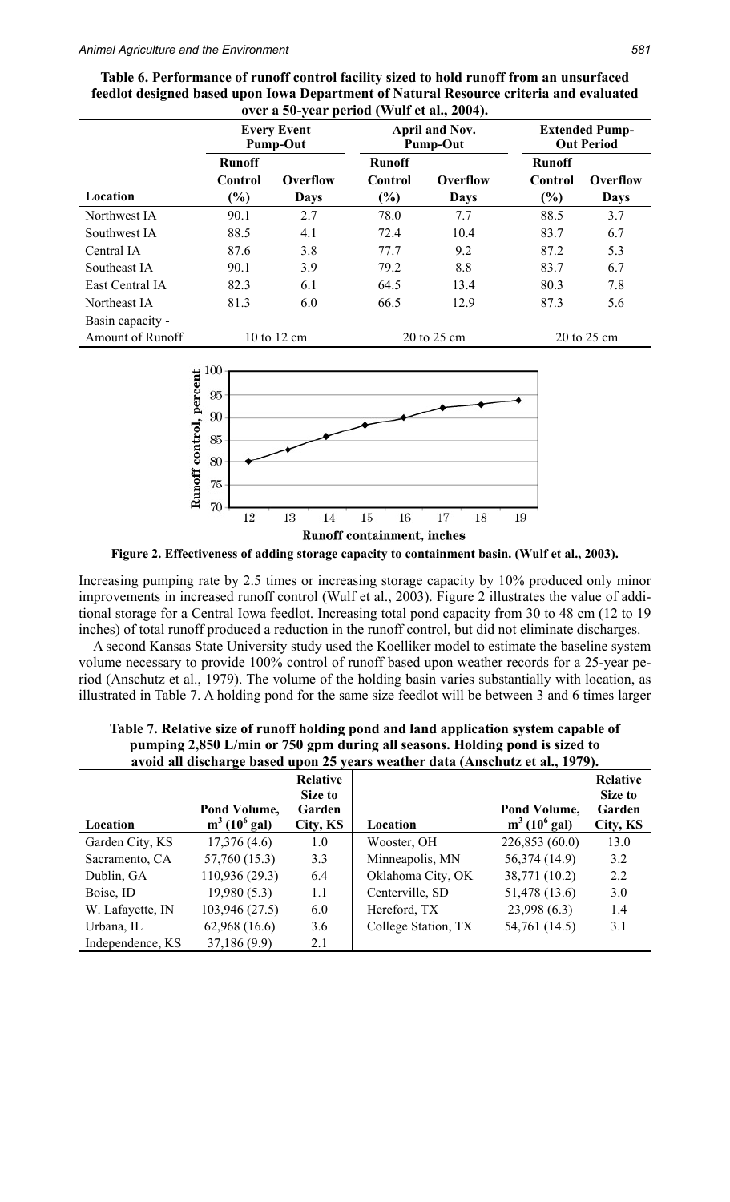**Table 6. Performance of runoff control facility sized to hold runoff from an unsurfaced feedlot designed based upon Iowa Department of Natural Resource criteria and evaluated over a 50-year period (Wulf et al., 2004).**

| | Every Event Pump-Out | | April and Nov. Pump-Out | | Extended Pump-Out Period | |
|---|---|---|---|---|---|---|
| Location | Runoff Control (%) | Overflow Days | Runoff Control (%) | Overflow Days | Runoff Control (%) | Overflow Days |
| Northwest IA | 90.1 | 2.7 | 78.0 | 7.7 | 88.5 | 3.7 |
| Southwest IA | 88.5 | 4.1 | 72.4 | 10.4 | 83.7 | 6.7 |
| Central IA | 87.6 | 3.8 | 77.7 | 9.2 | 87.2 | 5.3 |
| Southeast IA | 90.1 | 3.9 | 79.2 | 8.8 | 83.7 | 6.7 |
| East Central IA | 82.3 | 6.1 | 64.5 | 13.4 | 80.3 | 7.8 |
| Northeast IA | 81.3 | 6.0 | 66.5 | 12.9 | 87.3 | 5.6 |
| Basin capacity - Amount of Runoff | 10 to 12 cm | | 20 to 25 cm | | 20 to 25 cm | |

Figure 2. Effectiveness of adding storage capacity to containment basin. (Wulf et al., 2003).

Increasing pumping rate by 2.5 times or increasing storage capacity by 10% produced only minor improvements in increased runoff control (Wulf et al., 2003). Figure 2 illustrates the value of additional storage for a Central Iowa feedlot. Increasing total pond capacity from 30 to 48 cm (12 to 19 inches) of total runoff produced a reduction in the runoff control, but did not eliminate discharges.

A second Kansas State University study used the Koelliker model to estimate the baseline system volume necessary to provide 100% control of runoff based upon weather records for a 25-year period (Anschutz et al., 1979). The volume of the holding basin varies substantially with location, as illustrated in Table 7. A holding pond for the same size feedlot will be between 3 and 6 times larger

**Table 7. Relative size of runoff holding pond and land application system capable of pumping 2,850 L/min or 750 gpm during all seasons. Holding pond is sized to avoid all discharge based upon 25 years weather data (Anschutz et al., 1979).**

| Location | Pond Volume, $m^3$ ($10^6$ gal) | Relative Size to Garden City, KS | Location | Pond Volume, $m^3$ ($10^6$ gal) | Relative Size to Garden City, KS |
|---|---|---|---|---|---|
| Garden City, KS | 17,376 (4.6) | 1.0 | Wooster, OH | 226,853 (60.0) | 13.0 |
| Sacramento, CA | 57,760 (15.3) | 3.3 | Minneapolis, MN | 56,374 (14.9) | 3.2 |
| Dublin, GA | 110,936 (29.3) | 6.4 | Oklahoma City, OK | 38,771 (10.2) | 2.2 |
| Boise, ID | 19,980 (5.3) | 1.1 | Centerville, SD | 51,478 (13.6) | 3.0 |
| W. Lafayette, IN | 103,946 (27.5) | 6.0 | Hereford, TX | 23,998 (6.3) | 1.4 |
| Urbana, IL | 62,968 (16.6) | 3.6 | College Station, TX | 54,761 (14.5) | 3.1 |
| Independence, KS | 37,186 (9.9) | 2.1 | | | |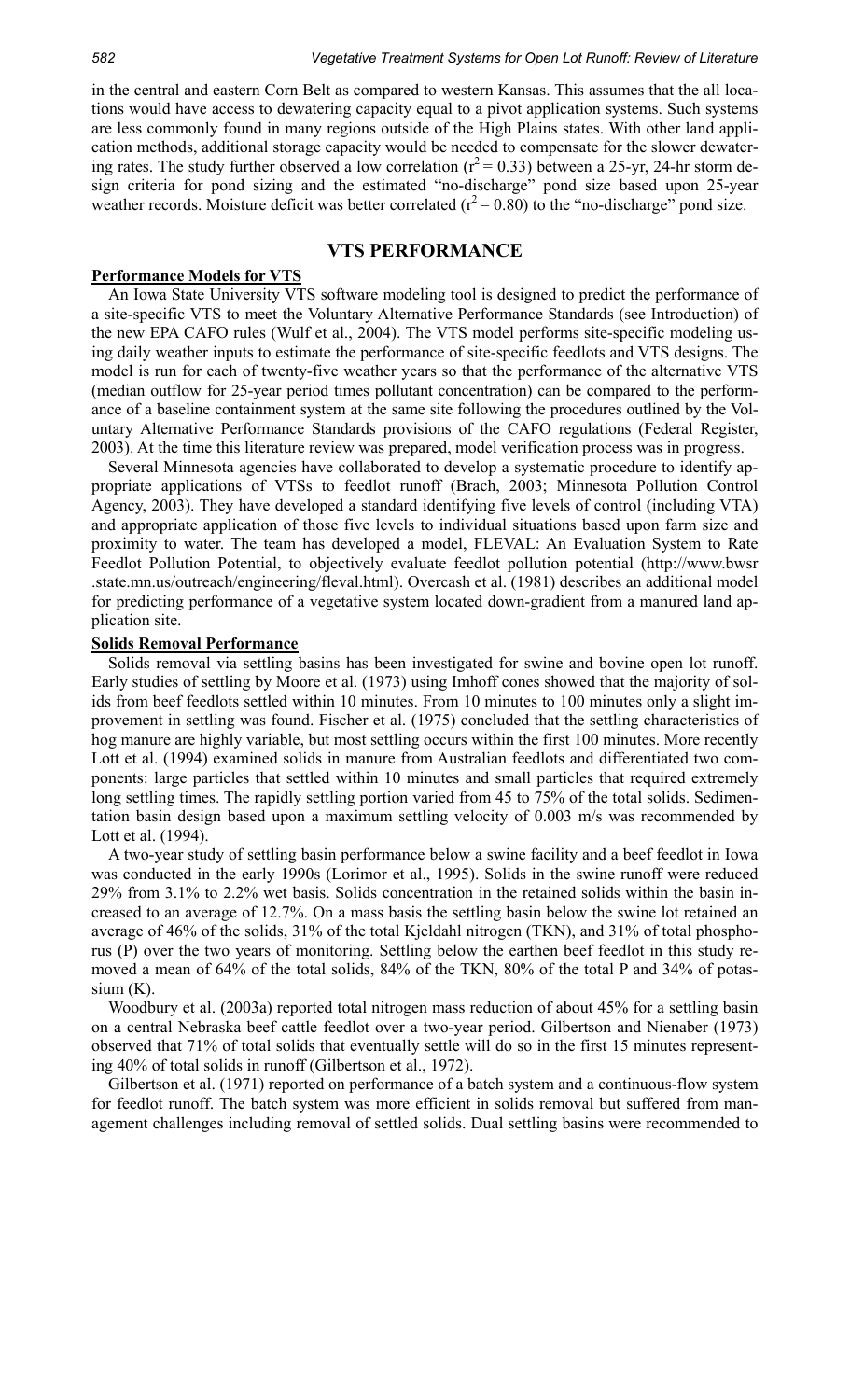in the central and eastern Corn Belt as compared to western Kansas. This assumes that the all locations would have access to dewatering capacity equal to a pivot application systems. Such systems are less commonly found in many regions outside of the High Plains states. With other land application methods, additional storage capacity would be needed to compensate for the slower dewatering rates. The study further observed a low correlation ($r^2 = 0.33$) between a 25-yr, 24-hr storm design criteria for pond sizing and the estimated "no-discharge" pond size based upon 25-year weather records. Moisture deficit was better correlated ($r^2 = 0.80$) to the "no-discharge" pond size.

## VTS PERFORMANCE

### Performance Models for VTS

An Iowa State University VTS software modeling tool is designed to predict the performance of a site-specific VTS to meet the Voluntary Alternative Performance Standards (see Introduction) of the new EPA CAFO rules (Wulf et al., 2004). The VTS model performs site-specific modeling using daily weather inputs to estimate the performance of site-specific feedlots and VTS designs. The model is run for each of twenty-five weather years so that the performance of the alternative VTS (median outflow for 25-year period times pollutant concentration) can be compared to the performance of a baseline containment system at the same site following the procedures outlined by the Voluntary Alternative Performance Standards provisions of the CAFO regulations (Federal Register, 2003). At the time this literature review was prepared, model verification process was in progress.

Several Minnesota agencies have collaborated to develop a systematic procedure to identify appropriate applications of VTSs to feedlot runoff (Brach, 2003; Minnesota Pollution Control Agency, 2003). They have developed a standard identifying five levels of control (including VTA) and appropriate application of those five levels to individual situations based upon farm size and proximity to water. The team has developed a model, FLEVAL: An Evaluation System to Rate Feedlot Pollution Potential, to objectively evaluate feedlot pollution potential (http://www.bwsr.state.mn.us/outreach/engineering/fleval.html). Overcash et al. (1981) describes an additional model for predicting performance of a vegetative system located down-gradient from a manured land application site.

### Solids Removal Performance

Solids removal via settling basins has been investigated for swine and bovine open lot runoff. Early studies of settling by Moore et al. (1973) using Imhoff cones showed that the majority of solids from beef feedlots settled within 10 minutes. From 10 minutes to 100 minutes only a slight improvement in settling was found. Fischer et al. (1975) concluded that the settling characteristics of hog manure are highly variable, but most settling occurs within the first 100 minutes. More recently Lott et al. (1994) examined solids in manure from Australian feedlots and differentiated two components: large particles that settled within 10 minutes and small particles that required extremely long settling times. The rapidly settling portion varied from 45 to 75% of the total solids. Sedimentation basin design based upon a maximum settling velocity of 0.003 m/s was recommended by Lott et al. (1994).

A two-year study of settling basin performance below a swine facility and a beef feedlot in Iowa was conducted in the early 1990s (Lorimor et al., 1995). Solids in the swine runoff were reduced 29% from 3.1% to 2.2% wet basis. Solids concentration in the retained solids within the basin increased to an average of 12.7%. On a mass basis the settling basin below the swine lot retained an average of 46% of the solids, 31% of the total Kjeldahl nitrogen (TKN), and 31% of total phosphorus (P) over the two years of monitoring. Settling below the earthen beef feedlot in this study removed a mean of 64% of the total solids, 84% of the TKN, 80% of the total P and 34% of potassium (K).

Woodbury et al. (2003a) reported total nitrogen mass reduction of about 45% for a settling basin on a central Nebraska beef cattle feedlot over a two-year period. Gilbertson and Nienaber (1973) observed that 71% of total solids that eventually settle will do so in the first 15 minutes representing 40% of total solids in runoff (Gilbertson et al., 1972).

Gilbertson et al. (1971) reported on performance of a batch system and a continuous-flow system for feedlot runoff. The batch system was more efficient in solids removal but suffered from management challenges including removal of settled solids. Dual settling basins were recommended to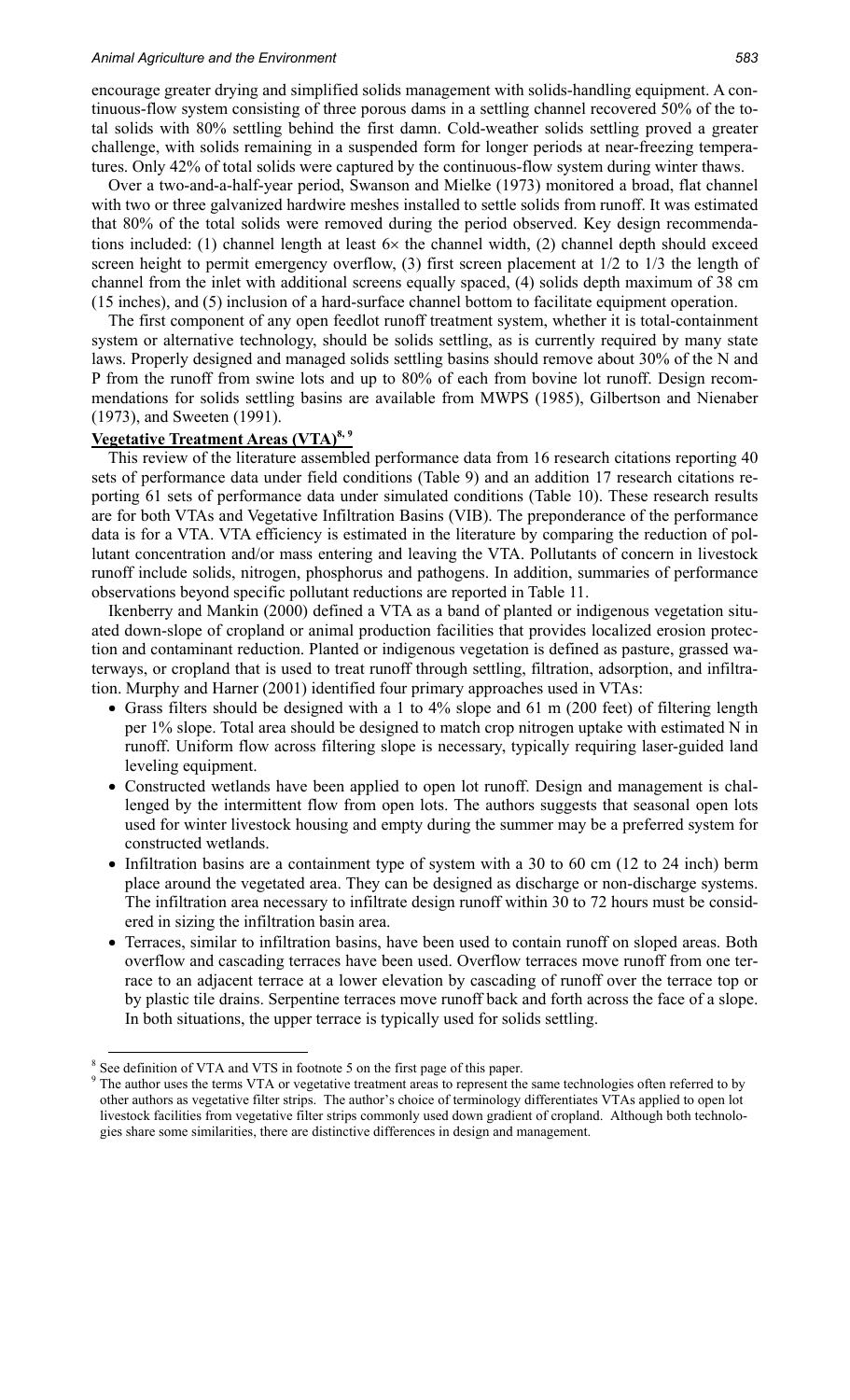encourage greater drying and simplified solids management with solids-handling equipment. A continuous-flow system consisting of three porous dams in a settling channel recovered 50% of the total solids with 80% settling behind the first damn. Cold-weather solids settling proved a greater challenge, with solids remaining in a suspended form for longer periods at near-freezing temperatures. Only 42% of total solids were captured by the continuous-flow system during winter thaws.

Over a two-and-a-half-year period, Swanson and Mielke (1973) monitored a broad, flat channel with two or three galvanized hardwire meshes installed to settle solids from runoff. It was estimated that 80% of the total solids were removed during the period observed. Key design recommendations included: (1) channel length at least 6× the channel width, (2) channel depth should exceed screen height to permit emergency overflow, (3) first screen placement at 1/2 to 1/3 the length of channel from the inlet with additional screens equally spaced, (4) solids depth maximum of 38 cm (15 inches), and (5) inclusion of a hard-surface channel bottom to facilitate equipment operation.

The first component of any open feedlot runoff treatment system, whether it is total-containment system or alternative technology, should be solids settling, as is currently required by many state laws. Properly designed and managed solids settling basins should remove about 30% of the N and P from the runoff from swine lots and up to 80% of each from bovine lot runoff. Design recommendations for solids settling basins are available from MWPS (1985), Gilbertson and Nienaber (1973), and Sweeten (1991).

## Vegetative Treatment Areas (VTA)[8, 9]

This review of the literature assembled performance data from 16 research citations reporting 40 sets of performance data under field conditions (Table 9) and an addition 17 research citations reporting 61 sets of performance data under simulated conditions (Table 10). These research results are for both VTAs and Vegetative Infiltration Basins (VIB). The preponderance of the performance data is for a VTA. VTA efficiency is estimated in the literature by comparing the reduction of pollutant concentration and/or mass entering and leaving the VTA. Pollutants of concern in livestock runoff include solids, nitrogen, phosphorus and pathogens. In addition, summaries of performance observations beyond specific pollutant reductions are reported in Table 11.

Ikenberry and Mankin (2000) defined a VTA as a band of planted or indigenous vegetation situated down-slope of cropland or animal production facilities that provides localized erosion protection and contaminant reduction. Planted or indigenous vegetation is defined as pasture, grassed waterways, or cropland that is used to treat runoff through settling, filtration, adsorption, and infiltration. Murphy and Harner (2001) identified four primary approaches used in VTAs:

- Grass filters should be designed with a 1 to 4% slope and 61 m (200 feet) of filtering length per 1% slope. Total area should be designed to match crop nitrogen uptake with estimated N in runoff. Uniform flow across filtering slope is necessary, typically requiring laser-guided land leveling equipment.
- Constructed wetlands have been applied to open lot runoff. Design and management is challenged by the intermittent flow from open lots. The authors suggests that seasonal open lots used for winter livestock housing and empty during the summer may be a preferred system for constructed wetlands.
- Infiltration basins are a containment type of system with a 30 to 60 cm (12 to 24 inch) berm place around the vegetated area. They can be designed as discharge or non-discharge systems. The infiltration area necessary to infiltrate design runoff within 30 to 72 hours must be considered in sizing the infiltration basin area.
- Terraces, similar to infiltration basins, have been used to contain runoff on sloped areas. Both overflow and cascading terraces have been used. Overflow terraces move runoff from one terrace to an adjacent terrace at a lower elevation by cascading of runoff over the terrace top or by plastic tile drains. Serpentine terraces move runoff back and forth across the face of a slope. In both situations, the upper terrace is typically used for solids settling.

---

[8] See definition of VTA and VTS in footnote 5 on the first page of this paper.

[9] The author uses the terms VTA or vegetative treatment areas to represent the same technologies often referred to by other authors as vegetative filter strips. The author's choice of terminology differentiates VTAs applied to open lot livestock facilities from vegetative filter strips commonly used down gradient of cropland. Although both technologies share some similarities, there are distinctive differences in design and management.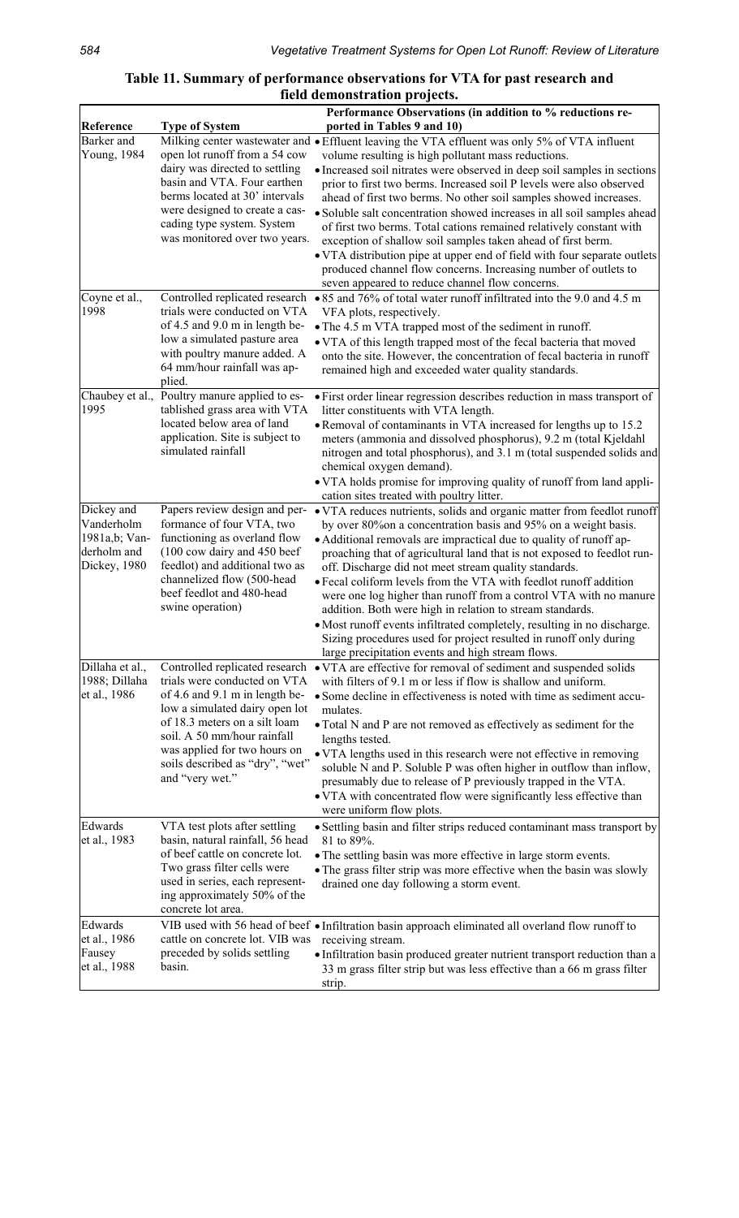**Table 11. Summary of performance observations for VTA for past research and field demonstration projects.**

| Reference | Type of System | Performance Observations (in addition to % reductions reported in Tables 9 and 10) |
|---|---|---|
| Barker and Young, 1984 | Milking center wastewater and open lot runoff from a 54 cow dairy was directed to settling basin and VTA. Four earthen berms located at 30' intervals were designed to create a cascading type system. System was monitored over two years. | • Effluent leaving the VTA effluent was only 5% of VTA influent volume resulting is high pollutant mass reductions.<br>• Increased soil nitrates were observed in deep soil samples in sections prior to first two berms. Increased soil P levels were also observed ahead of first two berms. No other soil samples showed increases.<br>• Soluble salt concentration showed increases in all soil samples ahead of first two berms. Total cations remained relatively constant with exception of shallow soil samples taken ahead of first berm.<br>• VTA distribution pipe at upper end of field with four separate outlets produced channel flow concerns. Increasing number of outlets to seven appeared to reduce channel flow concerns. |
| Coyne et al., 1998 | Controlled replicated research trials were conducted on VTA of 4.5 and 9.0 m in length below a simulated pasture area with poultry manure added. A 64 mm/hour rainfall was applied. | • 85 and 76% of total water runoff infiltrated into the 9.0 and 4.5 m VFA plots, respectively.<br>• The 4.5 m VTA trapped most of the sediment in runoff.<br>• VTA of this length trapped most of the fecal bacteria that moved onto the site. However, the concentration of fecal bacteria in runoff remained high and exceeded water quality standards. |
| Chaubey et al., 1995 | Poultry manure applied to established grass area with VTA located below area of land application. Site is subject to simulated rainfall | • First order linear regression describes reduction in mass transport of litter constituents with VTA length.<br>• Removal of contaminants in VTA increased for lengths up to 15.2 meters (ammonia and dissolved phosphorus), 9.2 m (total Kjeldahl nitrogen and total phosphorus), and 3.1 m (total suspended solids and chemical oxygen demand).<br>• VTA holds promise for improving quality of runoff from land application sites treated with poultry litter. |
| Dickey and Vanderholm 1981a,b; Vanderholm and Dickey, 1980 | Papers review design and performance of four VTA, two functioning as overland flow (100 cow dairy and 450 beef feedlot) and additional two as channelized flow (500-head beef feedlot and 480-head swine operation) | • VTA reduces nutrients, solids and organic matter from feedlot runoff by over 80%on a concentration basis and 95% on a weight basis.<br>• Additional removals are impractical due to quality of runoff approaching that of agricultural land that is not exposed to feedlot runoff. Discharge did not meet stream quality standards.<br>• Fecal coliform levels from the VTA with feedlot runoff addition were one log higher than runoff from a control VTA with no manure addition. Both were high in relation to stream standards.<br>• Most runoff events infiltrated completely, resulting in no discharge. Sizing procedures used for project resulted in runoff only during large precipitation events and high stream flows. |
| Dillaha et al., 1988; Dillaha et al., 1986 | Controlled replicated research trials were conducted on VTA of 4.6 and 9.1 m in length below a simulated dairy open lot of 18.3 meters on a silt loam soil. A 50 mm/hour rainfall was applied for two hours on soils described as "dry", "wet" and "very wet." | • VTA are effective for removal of sediment and suspended solids with filters of 9.1 m or less if flow is shallow and uniform.<br>• Some decline in effectiveness is noted with time as sediment accumulates.<br>• Total N and P are not removed as effectively as sediment for the lengths tested.<br>• VTA lengths used in this research were not effective in removing soluble N and P. Soluble P was often higher in outflow than inflow, presumably due to release of P previously trapped in the VTA.<br>• VTA with concentrated flow were significantly less effective than were uniform flow plots. |
| Edwards et al., 1983 | VTA test plots after settling basin, natural rainfall, 56 head of beef cattle on concrete lot. Two grass filter cells were used in series, each representing approximately 50% of the concrete lot area. | • Settling basin and filter strips reduced contaminant mass transport by 81 to 89%.<br>• The settling basin was more effective in large storm events.<br>• The grass filter strip was more effective when the basin was slowly drained one day following a storm event. |
| Edwards et al., 1986 Fausey et al., 1988 | VIB used with 56 head of beef cattle on concrete lot. VIB was preceded by solids settling basin. | • Infiltration basin approach eliminated all overland flow runoff to receiving stream.<br>• Infiltration basin produced greater nutrient transport reduction than a 33 m grass filter strip but was less effective than a 66 m grass filter strip. |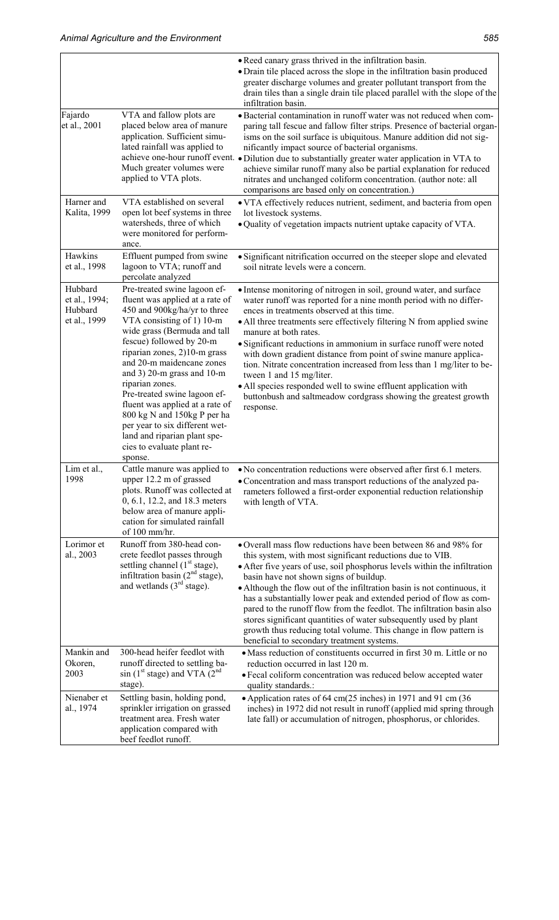| | | |
|---|---|---|
| | | • Reed canary grass thrived in the infiltration basin.<br>• Drain tile placed across the slope in the infiltration basin produced greater discharge volumes and greater pollutant transport from the drain tiles than a single drain tile placed parallel with the slope of the infiltration basin. |
| Fajardo et al., 2001 | VTA and fallow plots are placed below area of manure application. Sufficient simulated rainfall was applied to achieve one-hour runoff event. Much greater volumes were applied to VTA plots. | • Bacterial contamination in runoff water was not reduced when comparing tall fescue and fallow filter strips. Presence of bacterial organisms on the soil surface is ubiquitous. Manure addition did not significantly impact source of bacterial organisms.<br>• Dilution due to substantially greater water application in VTA to achieve similar runoff many also be partial explanation for reduced nitrates and unchanged coliform concentration. (author note: all comparisons are based only on concentration.) |
| Harner and Kalita, 1999 | VTA established on several open lot beef systems in three watersheds, three of which were monitored for performance. | • VTA effectively reduces nutrient, sediment, and bacteria from open lot livestock systems.<br>• Quality of vegetation impacts nutrient uptake capacity of VTA. |
| Hawkins et al., 1998 | Effluent pumped from swine lagoon to VTA; runoff and percolate analyzed | • Significant nitrification occurred on the steeper slope and elevated soil nitrate levels were a concern. |
| Hubbard et al., 1994; Hubbard et al., 1999 | Pre-treated swine lagoon effluent was applied at a rate of 450 and 900kg/ha/yr to three VTA consisting of 1) 10-m wide grass (Bermuda and tall fescue) followed by 20-m riparian zones, 2)10-m grass and 20-m maidencane zones and 3) 20-m grass and 10-m riparian zones.<br>Pre-treated swine lagoon effluent was applied at a rate of 800 kg N and 150kg P per ha per year to six different wetland and riparian plant species to evaluate plant response. | • Intense monitoring of nitrogen in soil, ground water, and surface water runoff was reported for a nine month period with no differences in treatments observed at this time.<br>• All three treatments sere effectively filtering N from applied swine manure at both rates.<br>• Significant reductions in ammonium in surface runoff were noted with down gradient distance from point of swine manure application. Nitrate concentration increased from less than 1 mg/liter to between 1 and 15 mg/liter.<br>• All species responded well to swine effluent application with buttonbush and saltmeadow cordgrass showing the greatest growth response. |
| Lim et al., 1998 | Cattle manure was applied to upper 12.2 m of grassed plots. Runoff was collected at 0, 6.1, 12.2, and 18.3 meters below area of manure application for simulated rainfall of 100 mm/hr. | • No concentration reductions were observed after first 6.1 meters.<br>• Concentration and mass transport reductions of the analyzed parameters followed a first-order exponential reduction relationship with length of VTA. |
| Lorimor et al., 2003 | Runoff from 380-head concrete feedlot passes through settling channel (1st stage), infiltration basin (2nd stage), and wetlands (3rd stage). | • Overall mass flow reductions have been between 86 and 98% for this system, with most significant reductions due to VIB.<br>• After five years of use, soil phosphorus levels within the infiltration basin have not shown signs of buildup.<br>• Although the flow out of the infiltration basin is not continuous, it has a substantially lower peak and extended period of flow as compared to the runoff flow from the feedlot. The infiltration basin also stores significant quantities of water subsequently used by plant growth thus reducing total volume. This change in flow pattern is beneficial to secondary treatment systems. |
| Mankin and Okoren, 2003 | 300-head heifer feedlot with runoff directed to settling basin (1st stage) and VTA (2nd stage). | • Mass reduction of constituents occurred in first 30 m. Little or no reduction occurred in last 120 m.<br>• Fecal coliform concentration was reduced below accepted water quality standards.: |
| Nienaber et al., 1974 | Settling basin, holding pond, sprinkler irrigation on grassed treatment area. Fresh water application compared with beef feedlot runoff. | • Application rates of 64 cm(25 inches) in 1971 and 91 cm (36 inches) in 1972 did not result in runoff (applied mid spring through late fall) or accumulation of nitrogen, phosphorus, or chlorides. |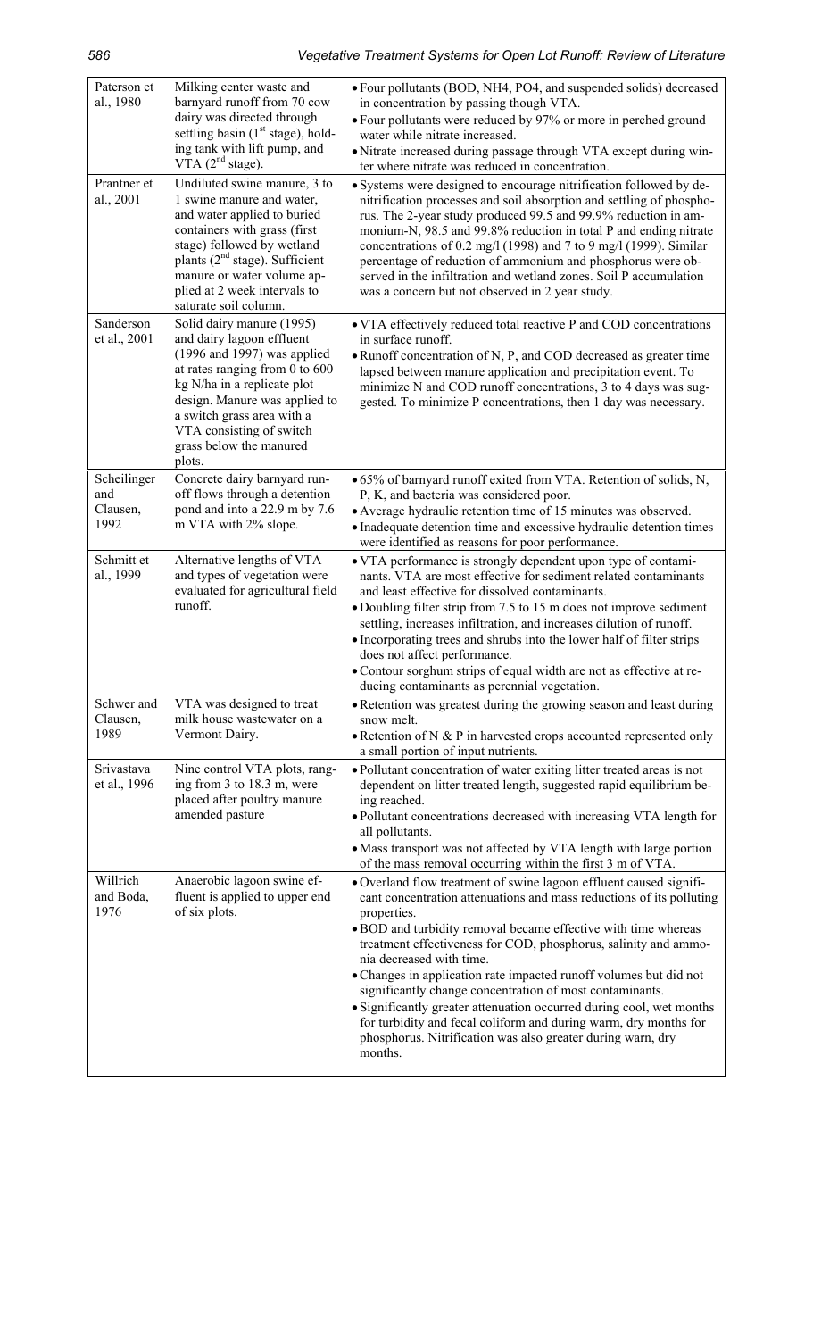| | | |
|---|---|---|
| Paterson et al., 1980 | Milking center waste and barnyard runoff from 70 cow dairy was directed through settling basin (1[st] stage), holding tank with lift pump, and VTA (2[nd] stage). | • Four pollutants (BOD, NH4, PO4, and suspended solids) decreased in concentration by passing though VTA.<br>• Four pollutants were reduced by 97% or more in perched ground water while nitrate increased.<br>• Nitrate increased during passage through VTA except during winter where nitrate was reduced in concentration. |
| Prantner et al., 2001 | Undiluted swine manure, 3 to 1 swine manure and water, and water applied to buried containers with grass (first stage) followed by wetland plants (2[nd] stage). Sufficient manure or water volume applied at 2 week intervals to saturate soil column. | • Systems were designed to encourage nitrification followed by denitrification processes and soil absorption and settling of phosphorus. The 2-year study produced 99.5 and 99.9% reduction in ammonium-N, 98.5 and 99.8% reduction in total P and ending nitrate concentrations of 0.2 mg/l (1998) and 7 to 9 mg/l (1999). Similar percentage of reduction of ammonium and phosphorus were observed in the infiltration and wetland zones. Soil P accumulation was a concern but not observed in 2 year study. |
| Sanderson et al., 2001 | Solid dairy manure (1995) and dairy lagoon effluent (1996 and 1997) was applied at rates ranging from 0 to 600 kg N/ha in a replicate plot design. Manure was applied to a switch grass area with a VTA consisting of switch grass below the manured plots. | • VTA effectively reduced total reactive P and COD concentrations in surface runoff.<br>• Runoff concentration of N, P, and COD decreased as greater time lapsed between manure application and precipitation event. To minimize N and COD runoff concentrations, 3 to 4 days was suggested. To minimize P concentrations, then 1 day was necessary. |
| Scheilinger and Clausen, 1992 | Concrete dairy barnyard runoff flows through a detention pond and into a 22.9 m by 7.6 m VTA with 2% slope. | • 65% of barnyard runoff exited from VTA. Retention of solids, N, P, K, and bacteria was considered poor.<br>• Average hydraulic retention time of 15 minutes was observed.<br>• Inadequate detention time and excessive hydraulic detention times were identified as reasons for poor performance. |
| Schmitt et al., 1999 | Alternative lengths of VTA and types of vegetation were evaluated for agricultural field runoff. | • VTA performance is strongly dependent upon type of contaminants. VTA are most effective for sediment related contaminants and least effective for dissolved contaminants.<br>• Doubling filter strip from 7.5 to 15 m does not improve sediment settling, increases infiltration, and increases dilution of runoff.<br>• Incorporating trees and shrubs into the lower half of filter strips does not affect performance.<br>• Contour sorghum strips of equal width are not as effective at reducing contaminants as perennial vegetation. |
| Schwer and Clausen, 1989 | VTA was designed to treat milk house wastewater on a Vermont Dairy. | • Retention was greatest during the growing season and least during snow melt.<br>• Retention of N & P in harvested crops accounted represented only a small portion of input nutrients. |
| Srivastava et al., 1996 | Nine control VTA plots, ranging from 3 to 18.3 m, were placed after poultry manure amended pasture | • Pollutant concentration of water exiting litter treated areas is not dependent on litter treated length, suggested rapid equilibrium being reached.<br>• Pollutant concentrations decreased with increasing VTA length for all pollutants.<br>• Mass transport was not affected by VTA length with large portion of the mass removal occurring within the first 3 m of VTA. |
| Willrich and Boda, 1976 | Anaerobic lagoon swine effluent is applied to upper end of six plots. | • Overland flow treatment of swine lagoon effluent caused significant concentration attenuations and mass reductions of its polluting properties.<br>• BOD and turbidity removal became effective with time whereas treatment effectiveness for COD, phosphorus, salinity and ammonia decreased with time.<br>• Changes in application rate impacted runoff volumes but did not significantly change concentration of most contaminants.<br>• Significantly greater attenuation occurred during cool, wet months for turbidity and fecal coliform and during warm, dry months for phosphorus. Nitrification was also greater during warn, dry months. |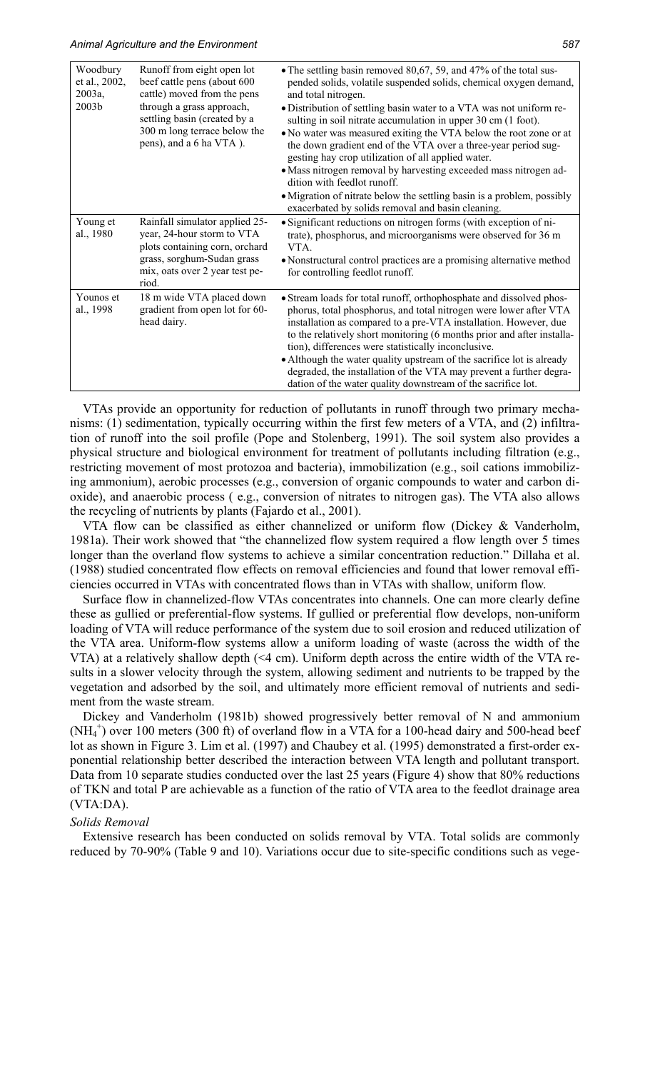| Woodbury et al., 2002, 2003a, 2003b | Runoff from eight open lot beef cattle pens (about 600 cattle) moved from the pens through a grass approach, settling basin (created by a 300 m long terrace below the pens), and a 6 ha VTA ). | • The settling basin removed 80,67, 59, and 47% of the total suspended solids, volatile suspended solids, chemical oxygen demand, and total nitrogen.<br>• Distribution of settling basin water to a VTA was not uniform resulting in soil nitrate accumulation in upper 30 cm (1 foot).<br>• No water was measured exiting the VTA below the root zone or at the down gradient end of the VTA over a three-year period suggesting hay crop utilization of all applied water.<br>• Mass nitrogen removal by harvesting exceeded mass nitrogen addition with feedlot runoff.<br>• Migration of nitrate below the settling basin is a problem, possibly exacerbated by solids removal and basin cleaning. |
|---|---|---|
| Young et al., 1980 | Rainfall simulator applied 25-year, 24-hour storm to VTA plots containing corn, orchard grass, sorghum-Sudan grass mix, oats over 2 year test period. | • Significant reductions on nitrogen forms (with exception of nitrate), phosphorus, and microorganisms were observed for 36 m VTA.<br>• Nonstructural control practices are a promising alternative method for controlling feedlot runoff. |
| Younos et al., 1998 | 18 m wide VTA placed down gradient from open lot for 60-head dairy. | • Stream loads for total runoff, orthophosphate and dissolved phosphorus, total phosphorus, and total nitrogen were lower after VTA installation as compared to a pre-VTA installation. However, due to the relatively short monitoring (6 months prior and after installation), differences were statistically inconclusive.<br>• Although the water quality upstream of the sacrifice lot is already degraded, the installation of the VTA may prevent a further degradation of the water quality downstream of the sacrifice lot. |

VTAs provide an opportunity for reduction of pollutants in runoff through two primary mechanisms: (1) sedimentation, typically occurring within the first few meters of a VTA, and (2) infiltration of runoff into the soil profile (Pope and Stolenberg, 1991). The soil system also provides a physical structure and biological environment for treatment of pollutants including filtration (e.g., restricting movement of most protozoa and bacteria), immobilization (e.g., soil cations immobilizing ammonium), aerobic processes (e.g., conversion of organic compounds to water and carbon dioxide), and anaerobic process ( e.g., conversion of nitrates to nitrogen gas). The VTA also allows the recycling of nutrients by plants (Fajardo et al., 2001).

VTA flow can be classified as either channelized or uniform flow (Dickey & Vanderholm, 1981a). Their work showed that "the channelized flow system required a flow length over 5 times longer than the overland flow systems to achieve a similar concentration reduction." Dillaha et al. (1988) studied concentrated flow effects on removal efficiencies and found that lower removal efficiencies occurred in VTAs with concentrated flows than in VTAs with shallow, uniform flow.

Surface flow in channelized-flow VTAs concentrates into channels. One can more clearly define these as gullied or preferential-flow systems. If gullied or preferential flow develops, non-uniform loading of VTA will reduce performance of the system due to soil erosion and reduced utilization of the VTA area. Uniform-flow systems allow a uniform loading of waste (across the width of the VTA) at a relatively shallow depth (<4 cm). Uniform depth across the entire width of the VTA results in a slower velocity through the system, allowing sediment and nutrients to be trapped by the vegetation and adsorbed by the soil, and ultimately more efficient removal of nutrients and sediment from the waste stream.

Dickey and Vanderholm (1981b) showed progressively better removal of N and ammonium ($NH_4^+$) over 100 meters (300 ft) of overland flow in a VTA for a 100-head dairy and 500-head beef lot as shown in Figure 3. Lim et al. (1997) and Chaubey et al. (1995) demonstrated a first-order exponential relationship better described the interaction between VTA length and pollutant transport. Data from 10 separate studies conducted over the last 25 years (Figure 4) show that 80% reductions of TKN and total P are achievable as a function of the ratio of VTA area to the feedlot drainage area (VTA:DA).

*Solids Removal*

Extensive research has been conducted on solids removal by VTA. Total solids are commonly reduced by 70-90% (Table 9 and 10). Variations occur due to site-specific conditions such as vege-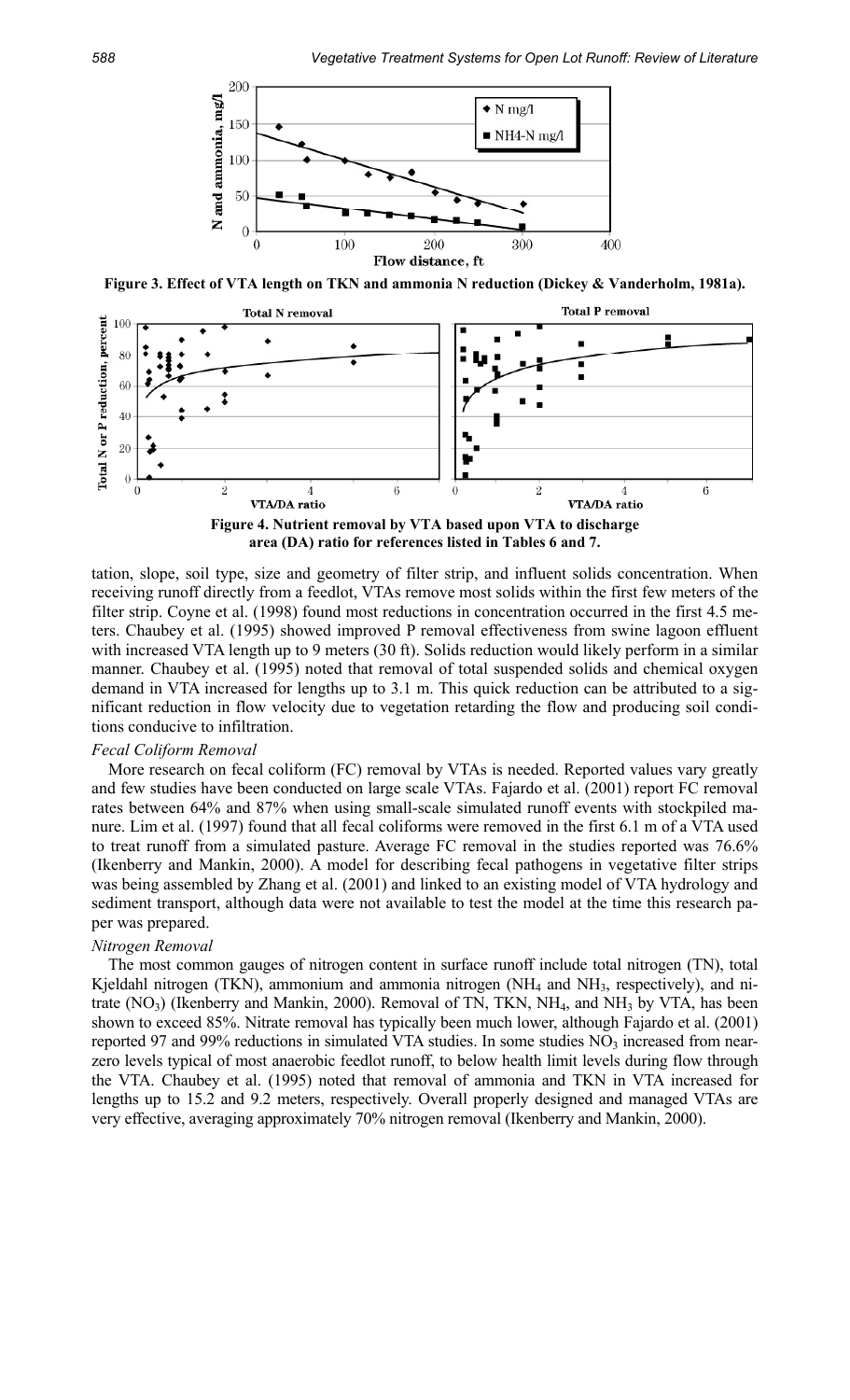Figure 3. Effect of VTA length on TKN and ammonia N reduction (Dickey & Vanderholm, 1981a).

Figure 4. Nutrient removal by VTA based upon VTA to discharge area (DA) ratio for references listed in Tables 6 and 7.

tation, slope, soil type, size and geometry of filter strip, and influent solids concentration. When receiving runoff directly from a feedlot, VTAs remove most solids within the first few meters of the filter strip. Coyne et al. (1998) found most reductions in concentration occurred in the first 4.5 meters. Chaubey et al. (1995) showed improved P removal effectiveness from swine lagoon effluent with increased VTA length up to 9 meters (30 ft). Solids reduction would likely perform in a similar manner. Chaubey et al. (1995) noted that removal of total suspended solids and chemical oxygen demand in VTA increased for lengths up to 3.1 m. This quick reduction can be attributed to a significant reduction in flow velocity due to vegetation retarding the flow and producing soil conditions conducive to infiltration.

*Fecal Coliform Removal*

More research on fecal coliform (FC) removal by VTAs is needed. Reported values vary greatly and few studies have been conducted on large scale VTAs. Fajardo et al. (2001) report FC removal rates between 64% and 87% when using small-scale simulated runoff events with stockpiled manure. Lim et al. (1997) found that all fecal coliforms were removed in the first 6.1 m of a VTA used to treat runoff from a simulated pasture. Average FC removal in the studies reported was 76.6% (Ikenberry and Mankin, 2000). A model for describing fecal pathogens in vegetative filter strips was being assembled by Zhang et al. (2001) and linked to an existing model of VTA hydrology and sediment transport, although data were not available to test the model at the time this research paper was prepared.

*Nitrogen Removal*

The most common gauges of nitrogen content in surface runoff include total nitrogen (TN), total Kjeldahl nitrogen (TKN), ammonium and ammonia nitrogen ($NH_4$ and $NH_3$, respectively), and nitrate ($NO_3$) (Ikenberry and Mankin, 2000). Removal of TN, TKN, $NH_4$, and $NH_3$ by VTA, has been shown to exceed 85%. Nitrate removal has typically been much lower, although Fajardo et al. (2001) reported 97 and 99% reductions in simulated VTA studies. In some studies $NO_3$ increased from near-zero levels typical of most anaerobic feedlot runoff, to below health limit levels during flow through the VTA. Chaubey et al. (1995) noted that removal of ammonia and TKN in VTA increased for lengths up to 15.2 and 9.2 meters, respectively. Overall properly designed and managed VTAs are very effective, averaging approximately 70% nitrogen removal (Ikenberry and Mankin, 2000).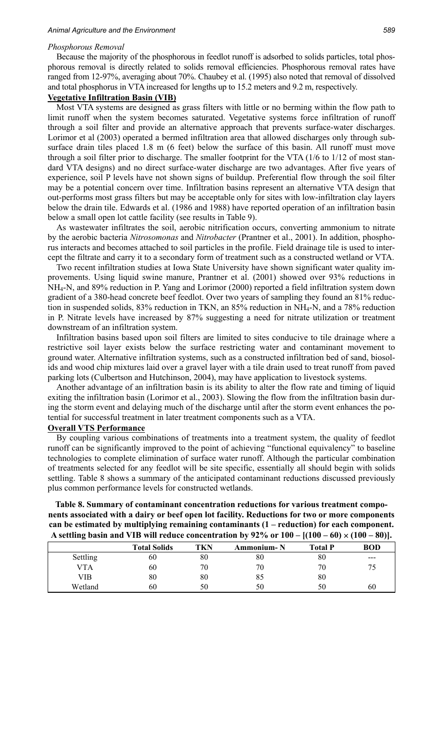*Phosphorous Removal*

Because the majority of the phosphorous in feedlot runoff is adsorbed to solids particles, total phosphorous removal is directly related to solids removal efficiencies. Phosphorous removal rates have ranged from 12-97%, averaging about 70%. Chaubey et al. (1995) also noted that removal of dissolved and total phosphorus in VTA increased for lengths up to 15.2 meters and 9.2 m, respectively.

**Vegetative Infiltration Basin (VIB)**

Most VTA systems are designed as grass filters with little or no berming within the flow path to limit runoff when the system becomes saturated. Vegetative systems force infiltration of runoff through a soil filter and provide an alternative approach that prevents surface-water discharges. Lorimor et al (2003) operated a bermed infiltration area that allowed discharges only through subsurface drain tiles placed 1.8 m (6 feet) below the surface of this basin. All runoff must move through a soil filter prior to discharge. The smaller footprint for the VTA (1/6 to 1/12 of most standard VTA designs) and no direct surface-water discharge are two advantages. After five years of experience, soil P levels have not shown signs of buildup. Preferential flow through the soil filter may be a potential concern over time. Infiltration basins represent an alternative VTA design that out-performs most grass filters but may be acceptable only for sites with low-infiltration clay layers below the drain tile. Edwards et al. (1986 and 1988) have reported operation of an infiltration basin below a small open lot cattle facility (see results in Table 9).

As wastewater infiltrates the soil, aerobic nitrification occurs, converting ammonium to nitrate by the aerobic bacteria *Nitrosomonas* and *Nitrobacter* (Prantner et al., 2001). In addition, phosphorus interacts and becomes attached to soil particles in the profile. Field drainage tile is used to intercept the filtrate and carry it to a secondary form of treatment such as a constructed wetland or VTA.

Two recent infiltration studies at Iowa State University have shown significant water quality improvements. Using liquid swine manure, Prantner et al. (2001) showed over 93% reductions in $NH_4$-N, and 89% reduction in P. Yang and Lorimor (2000) reported a field infiltration system down gradient of a 380-head concrete beef feedlot. Over two years of sampling they found an 81% reduction in suspended solids, 83% reduction in TKN, an 85% reduction in $NH_4$-N, and a 78% reduction in P. Nitrate levels have increased by 87% suggesting a need for nitrate utilization or treatment downstream of an infiltration system.

Infiltration basins based upon soil filters are limited to sites conducive to tile drainage where a restrictive soil layer exists below the surface restricting water and contaminant movement to ground water. Alternative infiltration systems, such as a constructed infiltration bed of sand, biosolids and wood chip mixtures laid over a gravel layer with a tile drain used to treat runoff from paved parking lots (Culbertson and Hutchinson, 2004), may have application to livestock systems.

Another advantage of an infiltration basin is its ability to alter the flow rate and timing of liquid exiting the infiltration basin (Lorimor et al., 2003). Slowing the flow from the infiltration basin during the storm event and delaying much of the discharge until after the storm event enhances the potential for successful treatment in later treatment components such as a VTA.

**Overall VTS Performance**

By coupling various combinations of treatments into a treatment system, the quality of feedlot runoff can be significantly improved to the point of achieving "functional equivalency" to baseline technologies to complete elimination of surface water runoff. Although the particular combination of treatments selected for any feedlot will be site specific, essentially all should begin with solids settling. Table 8 shows a summary of the anticipated contaminant reductions discussed previously plus common performance levels for constructed wetlands.

**Table 8. Summary of contaminant concentration reductions for various treatment components associated with a dairy or beef open lot facility. Reductions for two or more components can be estimated by multiplying remaining contaminants (1 – reduction) for each component. A settling basin and VIB will reduce concentration by 92% or $100 - [(100 - 60) \times (100 - 80)]$.**

| | Total Solids | TKN | Ammonium- N | Total P | BOD |
|---|---|---|---|---|---|
| Settling | 60 | 80 | 80 | 80 | --- |
| VTA | 60 | 70 | 70 | 70 | 75 |
| VIB | 80 | 80 | 85 | 80 | |
| Wetland | 60 | 50 | 50 | 50 | 60 |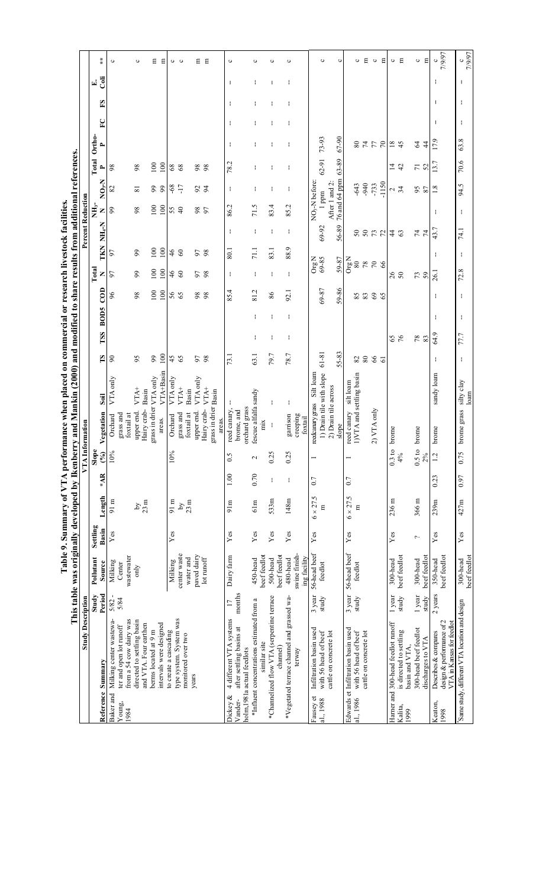**Table 9. Summary of VTA performance when placed on commercial or research livestock facilities.**
**This table was originally developed by Ikenberry and Mankin (2000) and modified to share results from additional references.**

| Study Description | | | | VTA Information | | | | | | Percent Reduction | | | | | | | | | | | | | | |
|---|---|---|---|---|---|---|---|---|---|---|---|---|---|---|---|---|---|---|---|---|---|---|---|---|
| Reference | Summary | Study Period | Pollutant Source | Settling Basin | Length | *AR | Slope (%) | Vegetation | Soil | TS | TSS | $BOD_5$ | COD | Total N | TKN | $NH_4$-N | $NH_3$-N | $NO_3$-N | Total P | Ortho-P | FC | FS | E. Coli | ** |
| Baker and Young, 1984 | Milking center wastewater and open lot runoff from a 54 cow dairy was directed to settling basin and VTA. Four earthen berms located at 9 m intervals were designed to create a cascading type system. System was monitored over two years | 5/82 - 5/84 | Milking Center wastewater only | Yes | 91 m by 23 m | | 10% | Orchard grass and foxtail at upper end. Hairy crab-grass in drier areas. | VTA only | 90 | | | 96 | 97 | 97 | | 99 | 82 | 98 | | | | | c |
| | | | | | | | | | VTA+ Basin | 95 | | | 98 | 99 | 99 | | 98 | 81 | 98 | | | | | c |
| | | | | | | | | | VTA only | 99 | | | 100 | 100 | 100 | | 100 | 99 | 100 | | | | | m |
| | | | | | | | | | VTA+Basin | 100 | | | 100 | 100 | 100 | | 100 | 99 | 100 | | | | | m |
| | | | Milking center waste water and paved dairy lot runoff | Yes | 91 m by 23 m | | 10% | Orchard grass and foxtail at upper end. Hairy crab-grass in drier areas. | VTA only | 45 | | | 56 | 46 | 46 | | 55 | -68 | 68 | | | | | c |
| | | | | | | | | | VTA+ Basin | 65 | | | 65 | 60 | 60 | | 40 | -17 | 68 | | | | | c |
| | | | | | | | | | VTA only | 97 | | | 98 | 97 | 97 | | 98 | 92 | 98 | | | | | m |
| | | | | | | | | | VTA+ Basin | 98 | | | 98 | 98 | 98 | | 97 | 94 | 98 | | | | | m |
| Dickey & Vanderholm,1981a | 4 different VTA systems after settling basins at actual feedlots | 17 months | Dairy farm | Yes | 91m | 1.00 | 0.5 | reed canary, brome, and orchard grass | -- | 73.1 | | | 85.4 | -- | 80.1 | -- | 86.2 | -- | 78.2 | -- | -- | -- | -- | c |
| | *Influent concentrations estimated from a similar site | | 450-head beef feedlot | Yes | 61m | 0.70 | 2 | fescue alfalfa mix | sandy | 63.1 | -- | -- | 81.2 | -- | 71.1 | -- | 71.5 | -- | -- | -- | -- | -- | -- | c |
| | *Channelized flow VTA (serpentine terrace channel) | | 500-head beef feedlot | Yes | 535m | -- | 0.25 | -- | -- | 79.7 | -- | -- | 86 | -- | 83.1 | -- | 83.4 | -- | -- | -- | -- | -- | -- | c |
| | *Vegetated terrace channel and grassed waterway | | 480-head swine finishing facility | Yes | 148m | -- | 0.25 | garrison creeping foxtail | -- | 78.7 | -- | -- | 92.1 | -- | 88.9 | -- | 85.2 | -- | -- | -- | -- | -- | -- | c |
| Fausey et al., 1988 | Infiltration basin used with 56 head of beef cattle on concrete lot | 3 year study | 56-head beef feedlot | Yes | 6 × 27.5 m | 0.7 | 1 | reedcanary grass 1) Drain tile with slope | Silt loam | 61-81 | | | 69-87 | Org N 69-85 | | 69-92 | | $NO_3$-N before: 1 ppm | 62-91 | 73-93 | | | | c |
| | | | | | | | | 2) Drain tile across slope | | 55-83 | | | 59-86 | 59-87 | | 56-89 | | After 1 and 2: 76 and 64 ppm | 63-89 | 67-90 | | | | c |
| Edwards et al., 1986 | Infiltration basin used with 56 head of beef cattle on concrete lot | 3 year study | 56-head beef feedlot | Yes | 6 × 27.5 m | 0.7 | 1 | reed canary 1)VTA and settling basin | silt loam | 82 | | | 85 | Org N 80 | | 50 | | -643 | | 80 | | | | c |
| | | | | | | | | | | 80 | | | 83 | 78 | | 50 | | -940 | | 74 | | | | m |
| | | | | | | | | 2) VTA only | | 66 | | | 69 | 70 | | 73 | | -733 | | 77 | | | | c |
| | | | | | | | | | | 61 | | | 65 | 66 | | 72 | | -1150 | | 70 | | | | m |
| Harner and Kalita, 1999 | 300-head feedlot runoff is directed to settling basin and VTA. | 1 year study | 300-head beef feedlot | Yes | 236 m | | 0.3 to 4% | brome | | | 65 | | | 26 | | 44 | | 2 | 14 | 18 | | | | c |
| | | | | | | | | | | | 76 | | | 50 | | 63 | | 34 | 42 | 45 | | | | m |
| | 300-head beef feedlot discharges to VTA | 1 year study | 300-head beef feedlot | ? | 366 m | | 0.5 to 2% | brome | | | 78 | | | 73 | | 74 | | 95 | 71 | 64 | | | | c |
| | | | | | | | | | | | 83 | | | 59 | | 74 | | 87 | 52 | 44 | | | | m |
| Keaton, 1998 | Describes & compares design & performance of 2 VTA in Kansas for feedlot | 2 years | 350-head beef feedlot | Yes | 239m | 0.23 | 1.2 | brome | sandy loam | -- | 64.9 | -- | -- | 26.1 | -- | 43.7 | -- | 1.8 | 13.7 | 17.9 | -- | -- | -- | c 7/9/97 |
| | Same study, different VTA location and design | | 300-head beef feedlot | Yes | 427m | 0.97 | 0.75 | brome grass | silty clay loam | -- | 77.7 | -- | -- | 72.8 | -- | 74.1 | -- | 94.5 | 70.6 | 63.8 | -- | -- | -- | c 7/9/97 |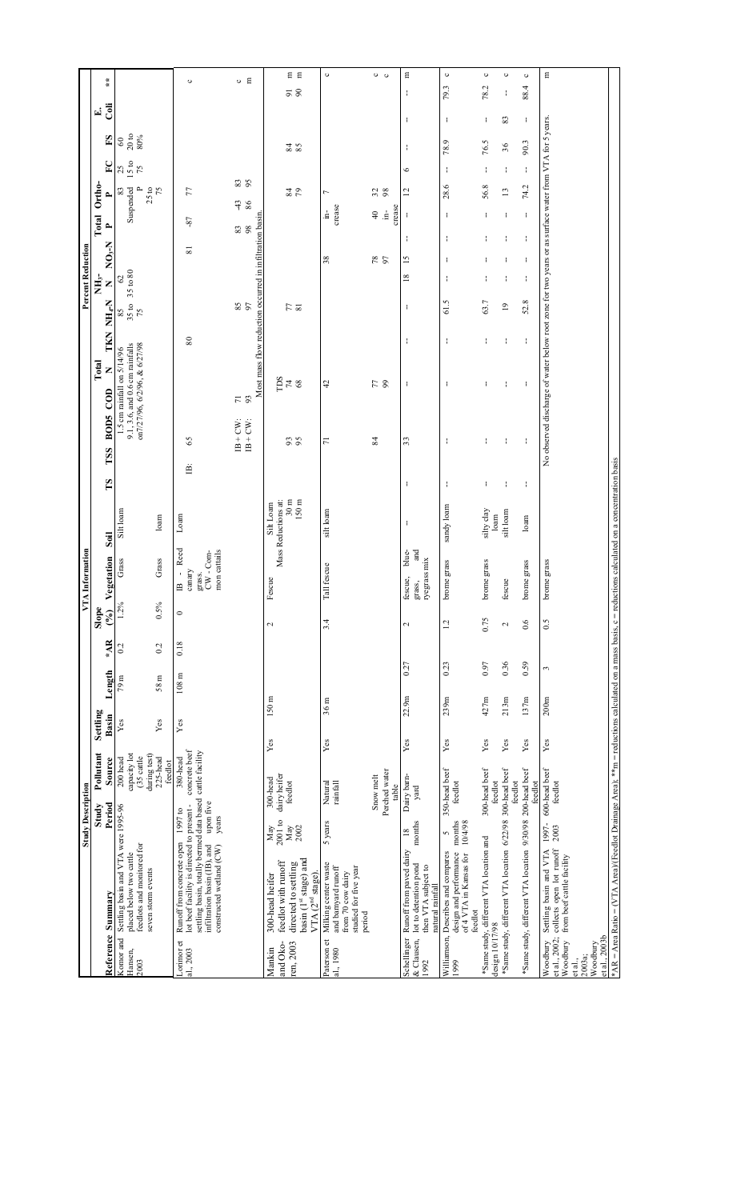| Study Description | | | | | VTA Information | | | | | Percent Reduction | | | | | | | | | | | | | | |
|---|---|---|---|---|---|---|---|---|---|---|---|---|---|---|---|---|---|---|---|---|---|---|---|---|
| Reference | Summary | Study Period | Pollutant Source | Settling Basin | Length | *AR | Slope (%) | Vegetation | Soil | TS | TSS | BOD5 | COD | Total N | TKN | $NH_4$-N | $NH_3$-N | $NO_3$-N | Total P | Ortho-P | FC | FS | E. Coli | ** |
| Komor and Hansen, 2003 | Settling basin and VTA were placed below two cattle feedlots and monitored for seven storm events | 1995-96 | 200 head capacity lot (35 cattle during test) | Yes | 79 m | 0.2 | 1.2% | Grass | Silt loam | 1.5 cm rainfall on 5/14/96 | | | | | | 85 | 62 | | | 83 | 25 | 60 | | |
| | | | | | | | | | | 9.1, 3.6, and 0.6 cm rainfalls on 7/27/96, 6/2/96, & 6/27/98 | | | | | | 35 to 75 | 35 to 80 | | | Suspended P | 15 to 75 | 20 to 80% | | |
| | | | 225-head feedlot | Yes | 58 m | 0.2 | 0.5% | Grass | loam | | | | | | | | | | | 25 to 75 | | | | |
| Lorimor et al., 2003 | Runoff from concrete open lot beef facility is directed to settling basin, totally bermed infiltration basin (IB), and constructed wetland (CW) | 1997 to present - data based upon five years | 380-head concrete beef cattle facility | Yes | 108 m | 0.18 | 0 | IB - Reed canary grass, CW - Common cattails | Loam | | IB: 65 | | | | 80 | | | 81 | -87 | 77 | | | | c |
| | | | | | | | | | | | IB + CW: | | 71 | | | 85 | | | 83 | -43 | 83 | | | c |
| | | | | | | | | | | | IB + CW: | | 93 | | | 97 | | | 98 | 86 | 95 | | | m |
| | | | | | | | | | | Most mass flow reduction occurred in infiltration basin. | | | | | | | | | | | | | | |
| Mankin and Okoren, 2003 | 300-head heifer feedlot with runoff directed to settling basin (1[st] stage) and VTA (2[nd] stage). | May 2001 to May 2002 | 300-head dairy heifer feedlot | Yes | 150 m | | 2 | Fescue | Silt Loam | | | | TDS | | | | | | | | | | | |
| | | | | | | | | | Mass Reductions at: 30 m | | 93 | | 74 | | | 77 | | | | 84 | | 84 | 91 | m |
| | | | | | | | | | 150 m | | 95 | | 68 | | | 81 | | | | 79 | | 85 | 90 | m |
| Paterson et al., 1980 | Milking center waste and barnyard runoff from 70 cow dairy studied for five year period | 5 years | Natural rainfall | Yes | 36 m | | 3.4 | Tall fescue | silt loam | | 71 | | 42 | | | | | 38 | increase | 7 | | | | c |
| | | | Snow melt | | | | | | | | 84 | | 77 | | | | | 78 | 40 | 32 | | | | c |
| | | | Perched water table | | | | | | | | | | 99 | | | | | 97 | increase | 98 | | | | c |
| Schellinger & Clausen, 1992 | Runoff from paved dairy lot to detention pond then VTA subject to natural rainfall | 18 months | Dairy barnyard | Yes | 22.9m | 0.27 | 2 | fescue, bluegrass, and ryegrass mix | -- | -- | 33 | | -- | -- | -- | -- | 18 | 15 | -- | 12 | 6 | -- | -- | m |
| Williamson, 1999 | Describes and compares design and performance of 4 VTA in Kansas for feedlot | 5 months 10/4/98 | 350-head beef feedlot | Yes | 239m | 0.23 | 1.2 | brome grass | sandy loam | -- | -- | | -- | -- | -- | 61.5 | -- | -- | -- | 28.6 | -- | 78.9 | 79.3 | c |
| | *Same study, different VTA location and design 10/17/98 | | 300-head beef feedlot | Yes | 427m | 0.97 | 0.75 | brome grass | silty clay loam | -- | -- | | -- | -- | -- | 63.7 | -- | -- | -- | 56.8 | -- | 76.5 | 78.2 | c |
| | *Same study, different VTA location 6/22/98 | | 300-head beef feedlot | Yes | 213m | 0.36 | 2 | fescue | silt loam | -- | -- | | -- | -- | -- | 19 | -- | -- | -- | 13 | -- | 36 | 83 | c |
| | *Same study, different VTA location 9/30/98 | | 200-head beef feedlot | Yes | 137m | 0.59 | 0.6 | brome grass | loam | -- | -- | | -- | -- | -- | 52.8 | -- | -- | -- | 74.2 | -- | 90.3 | 88.4 | c |
| Woodbury et al., 2002; Woodbury et al., 2003a; Woodbury et al., 2003b | Settling basin and VTA collects open lot runoff from beef cattle facility | 1997-2003 | 600-head beef feedlot | Yes | 200m | 3 | 0.5 | brome grass | | No observed discharge of water below root zone for two years or as surface water from VTA for 5 years. | | | | | | | | | | | | | | m |

*AR = Area Ratio = (VTA Area)/(Feedlot Drainage Area); **m = reductions calculated on a mass basis, c = reductions calculated on a concentration basis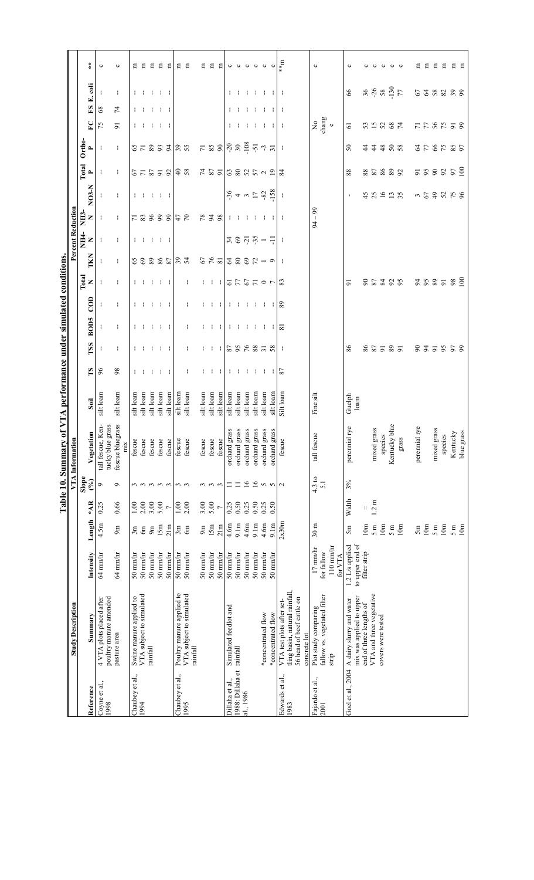**Table 10. Summary of VTA performance under simulated conditions.**

| Study Description | | VTA Information | | | | | | Percent Reduction | | | | | | | | | | | | | | |
|---|---|---|---|---|---|---|---|---|---|---|---|---|---|---|---|---|---|---|---|---|---|---|
| Reference | Summary | Intensity | Length | *AR | Slope (%) | Vegetation | Soil | TS | TSS | BOD5 | COD | Total N | TKN | NH4-N | NH3-N | NO3-N | Total P | Ortho-P | FC | FS | E. coli | ** |
| Coyne et al., 1998 | 4 VTA plots placed after poultry manure amended pasture area | 64 mm/hr | 4.5m | 0.25 | 9 | tall fescue, Kentucky blue grass | silt loam | 96 | -- | -- | -- | -- | -- | -- | -- | -- | -- | -- | 75 | 68 | -- | c |
| | | 64 mm/hr | 9m | 0.66 | 9 | fescue bluegrass mix | silt loam | 98 | -- | -- | -- | -- | -- | -- | -- | -- | -- | -- | 91 | 74 | -- | c |
| Chaubey et al., 1994 | Swine manure applied to VTA subject to simulated rainfall | 50 mm/hr | 3m | 1.00 | 3 | fescue | silt loam | -- | -- | -- | -- | -- | 65 | -- | 71 | -- | 67 | 65 | -- | -- | -- | m |
| | | 50 mm/hr | 6m | 2.00 | 3 | fescue | silt loam | -- | -- | -- | -- | -- | 69 | -- | 83 | -- | 71 | 71 | -- | -- | -- | m |
| | | 50 mm/hr | 9m | 3.00 | 3 | fescue | silt loam | -- | -- | -- | -- | -- | 89 | -- | 96 | -- | 87 | 89 | -- | -- | -- | m |
| | | 50 mm/hr | 15m | 5.00 | 3 | fescue | silt loam | -- | -- | -- | -- | -- | 86 | -- | 99 | -- | 91 | 93 | -- | -- | -- | m |
| | | 50 mm/hr | 21m | 7 | 3 | fescue | silt loam | -- | -- | -- | -- | -- | 87 | -- | 99 | -- | 92 | 94 | -- | -- | -- | m |
| Chaubey et al., 1995 | Poultry manure applied to VTA subject to simulated rainfall | 50 mm/hr | 3m | 1.00 | 3 | fescue | silt loam | -- | -- | -- | -- | -- | 39 | | 47 | | 40 | 39 | | | | m |
| | | 50 mm/hr | 6m | 2.00 | 3 | fescue | silt loam | -- | -- | -- | -- | -- | 54 | | 70 | | 58 | 55 | | | | m |
| | | 50 mm/hr | 9m | 3.00 | 3 | fescue | silt loam | -- | -- | -- | -- | -- | 67 | | 78 | | 74 | 71 | | | | m |
| | | 50 mm/hr | 15m | 5.00 | 3 | fescue | silt loam | -- | -- | -- | -- | -- | 76 | | 94 | | 87 | 85 | | | | m |
| | | 50 mm/hr | 21m | 7 | 3 | fescue | silt loam | -- | -- | -- | -- | -- | 81 | | 98 | | 91 | 90 | | | | m |
| Dillaha et al., 1988; Dillaha et al., 1986 | Simulated feedlot and rainfall | 50 mm/hr | 4.6m | 0.25 | 11 | orchard grass | silt loam | -- | 87 | -- | -- | 61 | 64 | 34 | -- | -36 | 63 | -20 | -- | -- | -- | c |
| | | 50 mm/hr | 9.1m | 0.50 | 11 | orchard grass | silt loam | -- | 95 | -- | -- | 77 | 80 | 69 | -- | 4 | 80 | 30 | -- | -- | -- | c |
| | | 50 mm/hr | 4.6m | 0.25 | 16 | orchard grass | silt loam | -- | 76 | -- | -- | 67 | 69 | -21 | -- | 3 | 52 | -108 | -- | -- | -- | c |
| | | 50 mm/hr | 9.1m | 0.50 | 16 | orchard grass | silt loam | -- | 88 | -- | -- | 71 | 72 | -35 | -- | 17 | 57 | -51 | -- | -- | -- | c |
| | *concentrated flow | 50 mm/hr | 4.6m | 0.25 | 5 | orchard grass | silt loam | -- | 31 | -- | -- | 0 | 1 | 1 | -- | -82 | 2 | -3 | -- | -- | -- | c |
| | *concentrated flow | 50 mm/hr | 9.1m | 0.50 | 5 | orchard grass | silt loam | -- | 58 | -- | -- | 7 | 9 | -11 | -- | -158 | 19 | 31 | -- | -- | -- | c |
| Edwards et al., 1983 | VTA test plots after settling basin, natural rainfall, 56 head of beef cattle on concrete lot | | 2x30m | | 2 | fescue | Silt loam | 87 | -- | 81 | 89 | 83 | -- | -- | -- | -- | 84 | -- | -- | -- | -- | **m |
| Fajardo et al., 2001 | Plot study comparing fallow vs. vegetated filter strip | 17 mm/hr for fallow 110 mm/hr for VTA | 30 m | | 4.3 to 5.1 | tall fescue | Fine silt | | | | | | | 94 – 99 | | | | | No change | | | c |
| Goel et al., 2004 | A dairy slurry and water mix was applied to upper end of three lengths of VTA and three vegetative covers were tested | 1.2 L/s applied to upper end of filter strip | 5m | Width = 1.2 m | 3% | perennial rye | Guelph loam | | 86 | | | 91 | | | | - | 88 | 50 | 61 | | 66 | c |
| | | | 10m | | | | | | 86 | | | 90 | | | | 45 | 88 | 44 | 53 | | 36 | c |
| | | | 5 m | | | mixed grass species | | | 87 | | | 87 | | | | 25 | 87 | 44 | 15 | | -26 | c |
| | | | 10m | | | | | | 91 | | | 84 | | | | 16 | 86 | 48 | 52 | | 58 | c |
| | | | 5 m | | | Kentucky blue grass | | | 89 | | | 92 | | | | 13 | 89 | 50 | 68 | | -130 | c |
| | | | 10m | | | | | | 91 | | | 95 | | | | 35 | 92 | 58 | 74 | | 77 | c |
| | | | 5m | | | perennial rye | | | 90 | | | 94 | | | | 3 | 91 | 64 | 71 | | 67 | m |
| | | | 10m | | | | | | 94 | | | 95 | | | | 67 | 95 | 77 | 77 | | 64 | m |
| | | | 5 m | | | mixed grass species | | | 91 | | | 89 | | | | 49 | 90 | 66 | 56 | | 58 | m |
| | | | 10m | | | | | | 95 | | | 91 | | | | 52 | 92 | 75 | 75 | | 82 | m |
| | | | 5 m | | | Kentucky blue grass | | | 97 | | | 98 | | | | 75 | 97 | 85 | 91 | | 39 | m |
| | | | 10m | | | | | | 99 | | | 100 | | | | 96 | 100 | 97 | 99 | | 99 | m |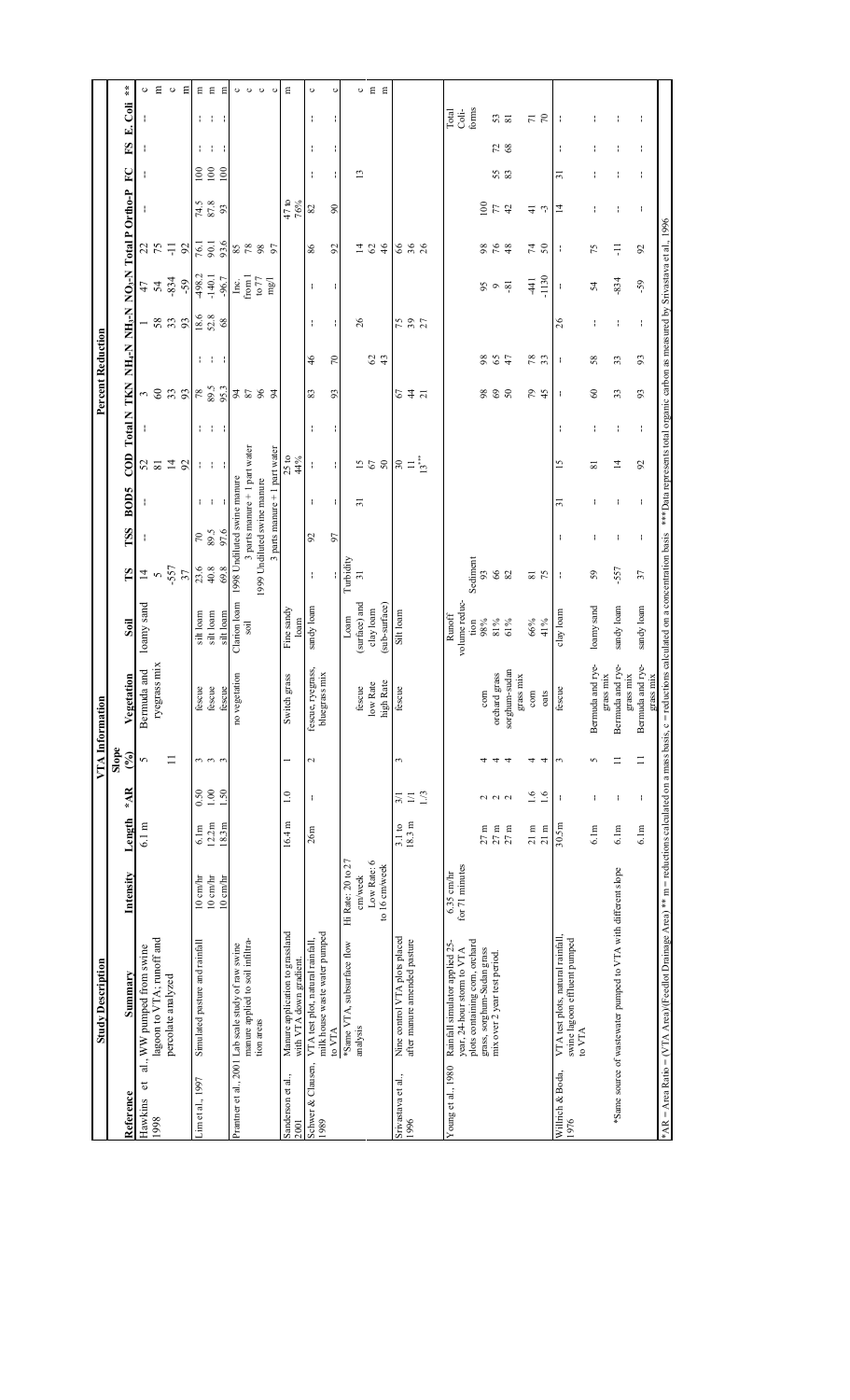| Study Description | | VTA Information | | | | | | Percent Reduction | | | | | | | | | | | | | |
|---|---|---|---|---|---|---|---|---|---|---|---|---|---|---|---|---|---|---|---|---|---|
| Reference | Summary | Intensity | Length | *AR | Slope (%) | Vegetation | Soil | TS | TSS | BOD5 | COD | Total N | TKN | $NH_4$-N | $NO_3$-N | Total P | Ortho-P | FC | FS | E. Coli | ** |
| Hawkins et al., 1998 | WW pumped from swine lagoon to VTA; runoff and percolate analyzed | | 6.1 m | | 5 | Bermuda and ryegrass mix | loamy sand | 14 | -- | -- | 52 | -- | 3 | 1 | 47 | 22 | -- | -- | -- | -- | c |
| | | | | | | | | 5 | | | 81 | | 60 | 58 | 54 | 75 | | | | | m |
| | | | | | 11 | | | -557 | | | 14 | | 33 | 33 | -834 | -11 | | | | | c |
| | | | | | | | | 37 | | | 92 | | 93 | 93 | -59 | 92 | | | | | m |
| Lim et al., 1997 | Simulated pasture and rainfall | 10 cm/hr | 6.1m | 0.50 | 3 | fescue | silt loam | 23.6 | 70 | -- | -- | -- | 78 | 18.6 | -498.2 | 76.1 | 74.5 | 100 | -- | -- | m |
| | | 10 cm/hr | 12.2m | 1.00 | 3 | fescue | silt loam | 40.8 | 89.5 | -- | -- | -- | 89.5 | 52.8 | -140.1 | 90.1 | 87.8 | 100 | -- | -- | m |
| | | 10 cm/hr | 18.3m | 1.50 | 3 | fescue | silt loam | 69.8 | 97.6 | -- | -- | -- | 95.3 | 68 | -96.7 | 93.6 | 93 | 100 | -- | -- | m |
| Prantner et al., 2001 | Lab scale study of raw swine manure applied to soil infiltration areas | | | | | no vegetation | Clarion loam soil | 1998 Undiluted swine manure | | | | | 94 | | Inc. from 1 to 77 mg/l | 85 | | | | | c |
| | | | | | | | | 3 parts manure + 1 part water | | | | | 87 | | | 78 | | | | | c |
| | | | | | | | | 1999 Undiluted swine manure | | | | | 96 | | | 98 | | | | | c |
| | | | | | | | | 3 parts manure +1 part water | | | | | 94 | | | 97 | | | | | c |
| Sanderson et al., 2001 | Manure application to grassland with VTA down gradient. | | 16.4 m | 1.0 | 1 | Switch grass | Fine sandy loam | | | | 25 to 44% | | | | | | 47 to 76% | | | | m |
| Schwer & Clausen, 1989 | VTA test plot, natural rainfall, milk house waste water pumped to VTA | | 26m | -- | 2 | fescue, ryegrass, bluegrass mix | sandy loam | -- | 92 | -- | -- | -- | 83 | 46 | -- | 86 | 82 | -- | -- | -- | c |
| | | | | | | | | -- | 97 | -- | -- | -- | 93 | 70 | -- | 92 | 90 | -- | -- | -- | c |
| | *Same VTA, subsurface flow analysis | Hi Rate: 20 to 27 cm/week Low Rate: 6 to 16 cm/week | | | | fescue | Loam (surface) and clay loam (sub-surface) | Turbidity 31 | | 31 | 15 | | | 26 | | 14 | | 13 | | | c |
| | | | | | | low Rate | | | | | 67 | | | 62 | | 62 | | | | | m |
| | | | | | | high Rate | | | | | 50 | | | 43 | | 46 | | | | | m |
| Srivastava et al., 1996 | Nine control VTA plots placed after manure amended pasture | | 3.1 to 18.3 m | 3/1 1/1 1/3 | 3 | fescue | Silt loam | | | | 30 11 13*** | | 67 44 21 | 75 39 27 | | 66 36 26 | | | | | |
| Young et al., 1980 | Rainfall simulator applied 25-year, 24-hour storm to VTA plots containing corn, orchard grass, sorghum-Sudan grass mix over 2 year test period. | 6.35 cm/hr for 71 minutes | | | | | Runoff volume reduction | Sediment | | | | | | | | | | | | Total Coli-forms | |
| | | | 27 m | 2 | 4 | corn | 98% | 93 | | | | | 98 | 98 | 95 | 98 | 100 | | | | |
| | | | 27 m | 2 | 4 | orchard grass | 81% | 66 | | | | | 69 | 65 | 9 | 76 | 77 | 55 | 72 | 53 | |
| | | | 27 m | 2 | 4 | sorghum-sudan grass mix | 61% | 82 | | | | | 50 | 47 | -81 | 48 | 42 | 83 | 68 | 81 | |
| | | | 21 m | 1.6 | 4 | corn | 66% | 81 | | | | | 79 | 78 | -441 | 74 | 41 | | | 71 | |
| | | | 21 m | 1.6 | 4 | oats | 41% | 75 | | | | | 45 | 33 | -1130 | 50 | -3 | | | 70 | |
| Willrich & Boda, 1976 | VTA test plots, natural rainfall, swine lagoon effluent pumped to VTA | | 30.5m | -- | 3 | fescue | clay loam | -- | -- | 31 | 15 | -- | -- | 26 | -- | -- | 14 | 31 | -- | -- | |
| | | | 6.1m | -- | 5 | Bermuda and rye-grass mix | loamy sand | 59 | -- | -- | 81 | -- | 60 | 58 | 54 | 75 | -- | -- | -- | -- | |
| | *Same source of wastewater pumped to VTA with different slope | | 6.1m | -- | 11 | Bermuda and rye-grass mix | sandy loam | -557 | -- | -- | 14 | -- | 33 | 33 | -834 | -11 | -- | -- | -- | -- | |
| | | | 6.1m | -- | 11 | Bermuda and rye-grass mix | sandy loam | 37 | -- | -- | 92 | -- | 93 | 93 | -59 | 92 | -- | -- | -- | -- | |

*AR = Area Ratio = (VTA Area)/(Feedlot Drainage Area) ** m = reductions calculated on a mass basis, c = reductions calculated on a concentration basis ***Data represents total organic carbon as measured by Srivastava et al., 1996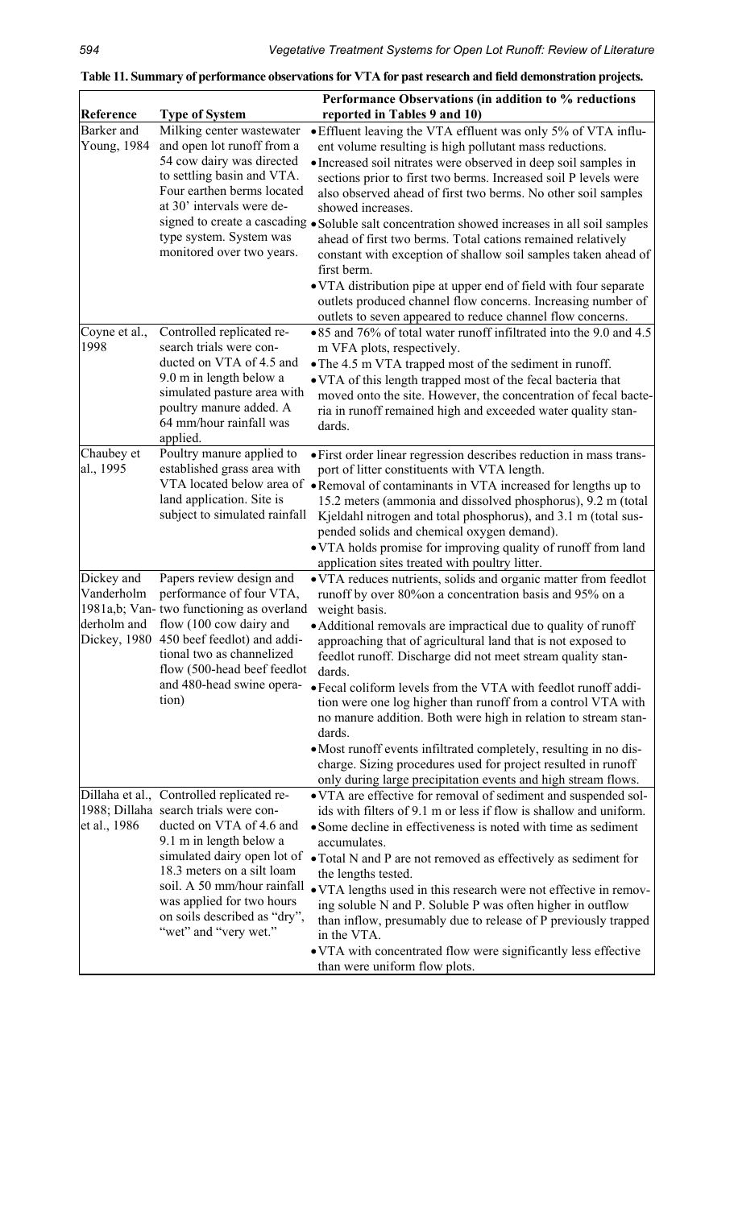**Table 11. Summary of performance observations for VTA for past research and field demonstration projects.**

| Reference | Type of System | Performance Observations (in addition to % reductions reported in Tables 9 and 10) |
|---|---|---|
| Barker and Young, 1984 | Milking center wastewater and open lot runoff from a 54 cow dairy was directed to settling basin and VTA. Four earthen berms located at 30' intervals were designed to create a cascading type system. System was monitored over two years. | • Effluent leaving the VTA effluent was only 5% of VTA influent volume resulting is high pollutant mass reductions.<br>• Increased soil nitrates were observed in deep soil samples in sections prior to first two berms. Increased soil P levels were also observed ahead of first two berms. No other soil samples showed increases.<br>• Soluble salt concentration showed increases in all soil samples ahead of first two berms. Total cations remained relatively constant with exception of shallow soil samples taken ahead of first berm.<br>• VTA distribution pipe at upper end of field with four separate outlets produced channel flow concerns. Increasing number of outlets to seven appeared to reduce channel flow concerns. |
| Coyne et al., 1998 | Controlled replicated research trials were conducted on VTA of 4.5 and 9.0 m in length below a simulated pasture area with poultry manure added. A 64 mm/hour rainfall was applied. | • 85 and 76% of total water runoff infiltrated into the 9.0 and 4.5 m VFA plots, respectively.<br>• The 4.5 m VTA trapped most of the sediment in runoff.<br>• VTA of this length trapped most of the fecal bacteria that moved onto the site. However, the concentration of fecal bacteria in runoff remained high and exceeded water quality standards. |
| Chaubey et al., 1995 | Poultry manure applied to established grass area with VTA located below area of land application. Site is subject to simulated rainfall | • First order linear regression describes reduction in mass transport of litter constituents with VTA length.<br>• Removal of contaminants in VTA increased for lengths up to 15.2 meters (ammonia and dissolved phosphorus), 9.2 m (total Kjeldahl nitrogen and total phosphorus), and 3.1 m (total suspended solids and chemical oxygen demand).<br>• VTA holds promise for improving quality of runoff from land application sites treated with poultry litter. |
| Dickey and Vanderholm 1981a,b; Vanderholm and Dickey, 1980 | Papers review design and performance of four VTA, two functioning as overland flow (100 cow dairy and 450 beef feedlot) and additional two as channelized flow (500-head beef feedlot and 480-head swine operation) | • VTA reduces nutrients, solids and organic matter from feedlot runoff by over 80%on a concentration basis and 95% on a weight basis.<br>• Additional removals are impractical due to quality of runoff approaching that of agricultural land that is not exposed to feedlot runoff. Discharge did not meet stream quality standards.<br>• Fecal coliform levels from the VTA with feedlot runoff addition were one log higher than runoff from a control VTA with no manure addition. Both were high in relation to stream standards.<br>• Most runoff events infiltrated completely, resulting in no discharge. Sizing procedures used for project resulted in runoff only during large precipitation events and high stream flows. |
| Dillaha et al., 1988; Dillaha et al., 1986 | Controlled replicated research trials were conducted on VTA of 4.6 and 9.1 m in length below a simulated dairy open lot of 18.3 meters on a silt loam soil. A 50 mm/hour rainfall was applied for two hours on soils described as "dry", "wet" and "very wet." | • VTA are effective for removal of sediment and suspended solids with filters of 9.1 m or less if flow is shallow and uniform.<br>• Some decline in effectiveness is noted with time as sediment accumulates.<br>• Total N and P are not removed as effectively as sediment for the lengths tested.<br>• VTA lengths used in this research were not effective in removing soluble N and P. Soluble P was often higher in outflow than inflow, presumably due to release of P previously trapped in the VTA.<br>• VTA with concentrated flow were significantly less effective than were uniform flow plots. |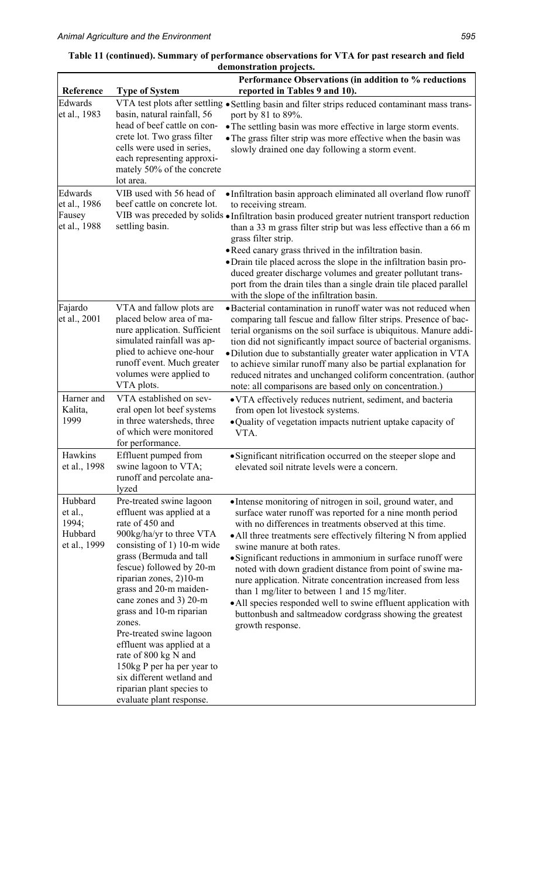**Table 11 (continued). Summary of performance observations for VTA for past research and field demonstration projects.**

| Reference | Type of System | Performance Observations (in addition to % reductions reported in Tables 9 and 10). |
|---|---|---|
| Edwards et al., 1983 | VTA test plots after settling basin, natural rainfall, 56 head of beef cattle on concrete lot. Two grass filter cells were used in series, each representing approximately 50% of the concrete lot area. | • Settling basin and filter strips reduced contaminant mass transport by 81 to 89%.<br>• The settling basin was more effective in large storm events.<br>• The grass filter strip was more effective when the basin was slowly drained one day following a storm event. |
| Edwards et al., 1986 Fausey et al., 1988 | VIB used with 56 head of beef cattle on concrete lot. VIB was preceded by solids settling basin. | • Infiltration basin approach eliminated all overland flow runoff to receiving stream.<br>• Infiltration basin produced greater nutrient transport reduction than a 33 m grass filter strip but was less effective than a 66 m grass filter strip.<br>• Reed canary grass thrived in the infiltration basin.<br>• Drain tile placed across the slope in the infiltration basin produced greater discharge volumes and greater pollutant transport from the drain tiles than a single drain tile placed parallel with the slope of the infiltration basin. |
| Fajardo et al., 2001 | VTA and fallow plots are placed below area of manure application. Sufficient simulated rainfall was applied to achieve one-hour runoff event. Much greater volumes were applied to VTA plots. | • Bacterial contamination in runoff water was not reduced when comparing tall fescue and fallow filter strips. Presence of bacterial organisms on the soil surface is ubiquitous. Manure addition did not significantly impact source of bacterial organisms.<br>• Dilution due to substantially greater water application in VTA to achieve similar runoff many also be partial explanation for reduced nitrates and unchanged coliform concentration. (author note: all comparisons are based only on concentration.) |
| Harner and Kalita, 1999 | VTA established on several open lot beef systems in three watersheds, three of which were monitored for performance. | • VTA effectively reduces nutrient, sediment, and bacteria from open lot livestock systems.<br>• Quality of vegetation impacts nutrient uptake capacity of VTA. |
| Hawkins et al., 1998 | Effluent pumped from swine lagoon to VTA; runoff and percolate analyzed | • Significant nitrification occurred on the steeper slope and elevated soil nitrate levels were a concern. |
| Hubbard et al., 1994; Hubbard et al., 1999 | Pre-treated swine lagoon effluent was applied at a rate of 450 and 900kg/ha/yr to three VTA consisting of 1) 10-m wide grass (Bermuda and tall fescue) followed by 20-m riparian zones, 2)10-m grass and 20-m maidencane zones and 3) 20-m grass and 10-m riparian zones.<br>Pre-treated swine lagoon effluent was applied at a rate of 800 kg N and 150kg P per ha per year to six different wetland and riparian plant species to evaluate plant response. | • Intense monitoring of nitrogen in soil, ground water, and surface water runoff was reported for a nine month period with no differences in treatments observed at this time.<br>• All three treatments sere effectively filtering N from applied swine manure at both rates.<br>• Significant reductions in ammonium in surface runoff were noted with down gradient distance from point of swine manure application. Nitrate concentration increased from less than 1 mg/liter to between 1 and 15 mg/liter.<br>• All species responded well to swine effluent application with buttonbush and saltmeadow cordgrass showing the greatest growth response. |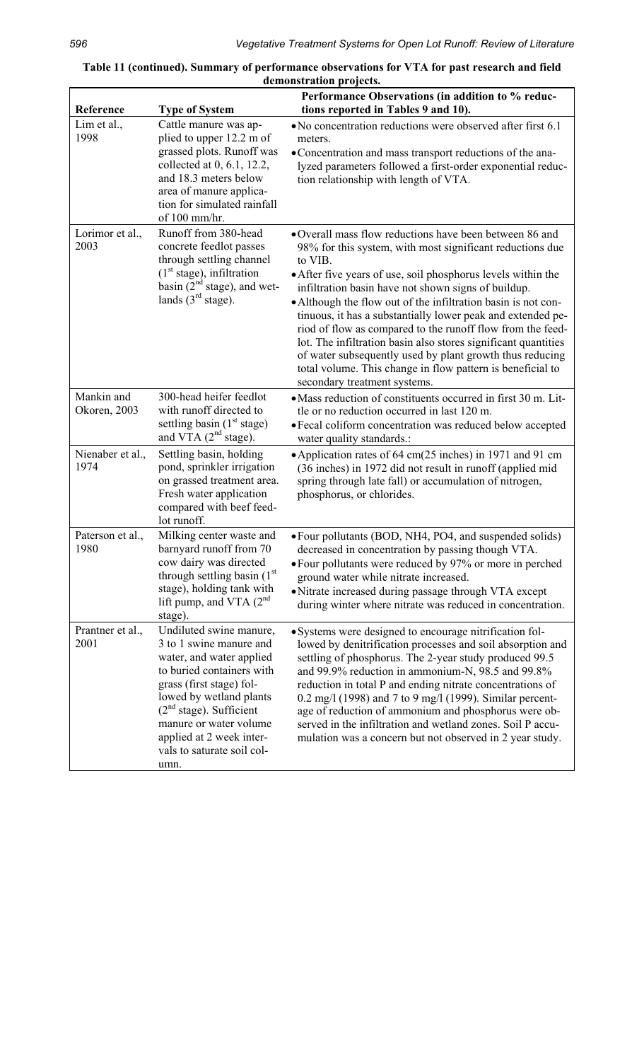**Table 11 (continued). Summary of performance observations for VTA for past research and field demonstration projects.**

| Reference | Type of System | Performance Observations (in addition to % reductions reported in Tables 9 and 10). |
|---|---|---|
| Lim et al., 1998 | Cattle manure was applied to upper 12.2 m of grassed plots. Runoff was collected at 0, 6.1, 12.2, and 18.3 meters below area of manure application for simulated rainfall of 100 mm/hr. | • No concentration reductions were observed after first 6.1 meters.<br>• Concentration and mass transport reductions of the analyzed parameters followed a first-order exponential reduction relationship with length of VTA. |
| Lorimor et al., 2003 | Runoff from 380-head concrete feedlot passes through settling channel (1[st] stage), infiltration basin (2[nd] stage), and wetlands (3[rd] stage). | • Overall mass flow reductions have been between 86 and 98% for this system, with most significant reductions due to VIB.<br>• After five years of use, soil phosphorus levels within the infiltration basin have not shown signs of buildup.<br>• Although the flow out of the infiltration basin is not continuous, it has a substantially lower peak and extended period of flow as compared to the runoff flow from the feedlot. The infiltration basin also stores significant quantities of water subsequently used by plant growth thus reducing total volume. This change in flow pattern is beneficial to secondary treatment systems. |
| Mankin and Okoren, 2003 | 300-head heifer feedlot with runoff directed to settling basin (1[st] stage) and VTA (2[nd] stage). | • Mass reduction of constituents occurred in first 30 m. Little or no reduction occurred in last 120 m.<br>• Fecal coliform concentration was reduced below accepted water quality standards.: |
| Nienaber et al., 1974 | Settling basin, holding pond, sprinkler irrigation on grassed treatment area. Fresh water application compared with beef feedlot runoff. | • Application rates of 64 cm(25 inches) in 1971 and 91 cm (36 inches) in 1972 did not result in runoff (applied mid spring through late fall) or accumulation of nitrogen, phosphorus, or chlorides. |
| Paterson et al., 1980 | Milking center waste and barnyard runoff from 70 cow dairy was directed through settling basin (1[st] stage), holding tank with lift pump, and VTA (2[nd] stage). | • Four pollutants (BOD, NH4, PO4, and suspended solids) decreased in concentration by passing though VTA.<br>• Four pollutants were reduced by 97% or more in perched ground water while nitrate increased.<br>• Nitrate increased during passage through VTA except during winter where nitrate was reduced in concentration. |
| Prantner et al., 2001 | Undiluted swine manure, 3 to 1 swine manure and water, and water applied to buried containers with grass (first stage) followed by wetland plants (2[nd] stage). Sufficient manure or water volume applied at 2 week intervals to saturate soil column. | • Systems were designed to encourage nitrification followed by denitrification processes and soil absorption and settling of phosphorus. The 2-year study produced 99.5 and 99.9% reduction in ammonium-N, 98.5 and 99.8% reduction in total P and ending nitrate concentrations of 0.2 mg/l (1998) and 7 to 9 mg/l (1999). Similar percentage of reduction of ammonium and phosphorus were observed in the infiltration and wetland zones. Soil P accumulation was a concern but not observed in 2 year study. |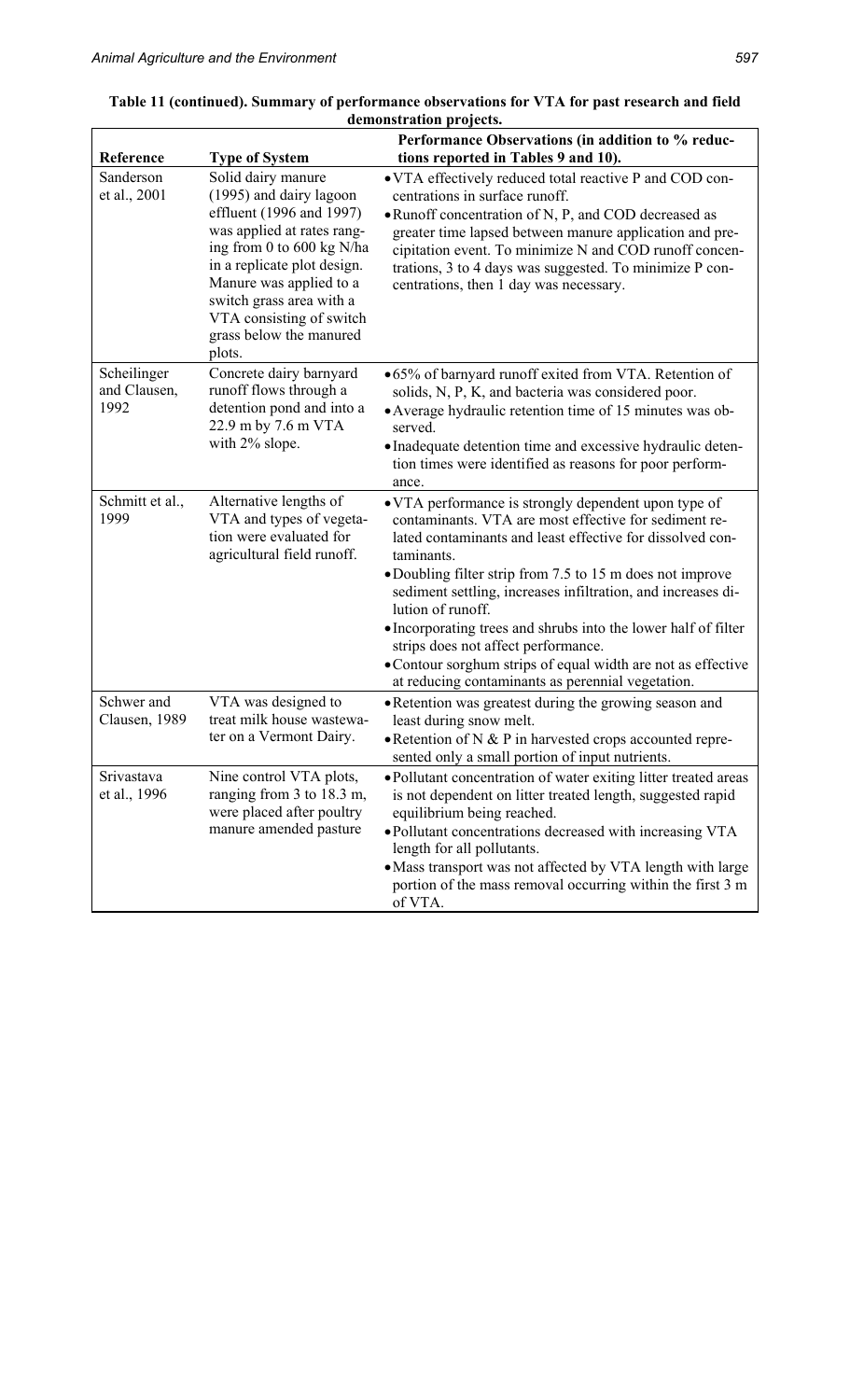**Table 11 (continued). Summary of performance observations for VTA for past research and field demonstration projects.**

| Reference | Type of System | Performance Observations (in addition to % reductions reported in Tables 9 and 10). |
|---|---|---|
| Sanderson et al., 2001 | Solid dairy manure (1995) and dairy lagoon effluent (1996 and 1997) was applied at rates ranging from 0 to 600 kg N/ha in a replicate plot design. Manure was applied to a switch grass area with a VTA consisting of switch grass below the manured plots. | • VTA effectively reduced total reactive P and COD concentrations in surface runoff.<br>• Runoff concentration of N, P, and COD decreased as greater time lapsed between manure application and precipitation event. To minimize N and COD runoff concentrations, 3 to 4 days was suggested. To minimize P concentrations, then 1 day was necessary. |
| Scheilinger and Clausen, 1992 | Concrete dairy barnyard runoff flows through a detention pond and into a 22.9 m by 7.6 m VTA with 2% slope. | • 65% of barnyard runoff exited from VTA. Retention of solids, N, P, K, and bacteria was considered poor.<br>• Average hydraulic retention time of 15 minutes was observed.<br>• Inadequate detention time and excessive hydraulic detention times were identified as reasons for poor performance. |
| Schmitt et al., 1999 | Alternative lengths of VTA and types of vegetation were evaluated for agricultural field runoff. | • VTA performance is strongly dependent upon type of contaminants. VTA are most effective for sediment related contaminants and least effective for dissolved contaminants.<br>• Doubling filter strip from 7.5 to 15 m does not improve sediment settling, increases infiltration, and increases dilution of runoff.<br>• Incorporating trees and shrubs into the lower half of filter strips does not affect performance.<br>• Contour sorghum strips of equal width are not as effective at reducing contaminants as perennial vegetation. |
| Schwer and Clausen, 1989 | VTA was designed to treat milk house wastewater on a Vermont Dairy. | • Retention was greatest during the growing season and least during snow melt.<br>• Retention of N & P in harvested crops accounted represented only a small portion of input nutrients. |
| Srivastava et al., 1996 | Nine control VTA plots, ranging from 3 to 18.3 m, were placed after poultry manure amended pasture | • Pollutant concentration of water exiting litter treated areas is not dependent on litter treated length, suggested rapid equilibrium being reached.<br>• Pollutant concentrations decreased with increasing VTA length for all pollutants.<br>• Mass transport was not affected by VTA length with large portion of the mass removal occurring within the first 3 m of VTA. |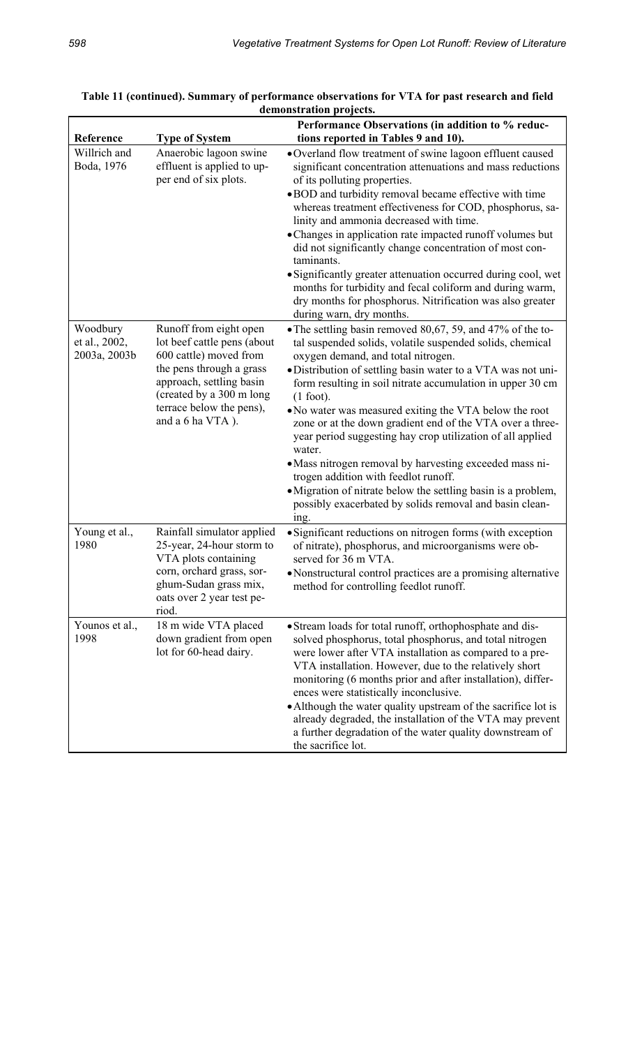**Table 11 (continued). Summary of performance observations for VTA for past research and field demonstration projects.**

| Reference | Type of System | Performance Observations (in addition to % reductions reported in Tables 9 and 10). |
|---|---|---|
| Willrich and Boda, 1976 | Anaerobic lagoon swine effluent is applied to upper end of six plots. | • Overland flow treatment of swine lagoon effluent caused significant concentration attenuations and mass reductions of its polluting properties.<br>• BOD and turbidity removal became effective with time whereas treatment effectiveness for COD, phosphorus, salinity and ammonia decreased with time.<br>• Changes in application rate impacted runoff volumes but did not significantly change concentration of most contaminants.<br>• Significantly greater attenuation occurred during cool, wet months for turbidity and fecal coliform and during warm, dry months for phosphorus. Nitrification was also greater during warm, dry months. |
| Woodbury et al., 2002, 2003a, 2003b | Runoff from eight open lot beef cattle pens (about 600 cattle) moved from the pens through a grass approach, settling basin (created by a 300 m long terrace below the pens), and a 6 ha VTA ). | • The settling basin removed 80,67, 59, and 47% of the total suspended solids, volatile suspended solids, chemical oxygen demand, and total nitrogen.<br>• Distribution of settling basin water to a VTA was not uniform resulting in soil nitrate accumulation in upper 30 cm (1 foot).<br>• No water was measured exiting the VTA below the root zone or at the down gradient end of the VTA over a three-year period suggesting hay crop utilization of all applied water.<br>• Mass nitrogen removal by harvesting exceeded mass nitrogen addition with feedlot runoff.<br>• Migration of nitrate below the settling basin is a problem, possibly exacerbated by solids removal and basin cleaning. |
| Young et al., 1980 | Rainfall simulator applied 25-year, 24-hour storm to VTA plots containing corn, orchard grass, sorghum-Sudan grass mix, oats over 2 year test period. | • Significant reductions on nitrogen forms (with exception of nitrate), phosphorus, and microorganisms were observed for 36 m VTA.<br>• Nonstructural control practices are a promising alternative method for controlling feedlot runoff. |
| Younos et al., 1998 | 18 m wide VTA placed down gradient from open lot for 60-head dairy. | • Stream loads for total runoff, orthophosphate and dissolved phosphorus, total phosphorus, and total nitrogen were lower after VTA installation as compared to a pre-VTA installation. However, due to the relatively short monitoring (6 months prior and after installation), differences were statistically inconclusive.<br>• Although the water quality upstream of the sacrifice lot is already degraded, the installation of the VTA may prevent a further degradation of the water quality downstream of the sacrifice lot. |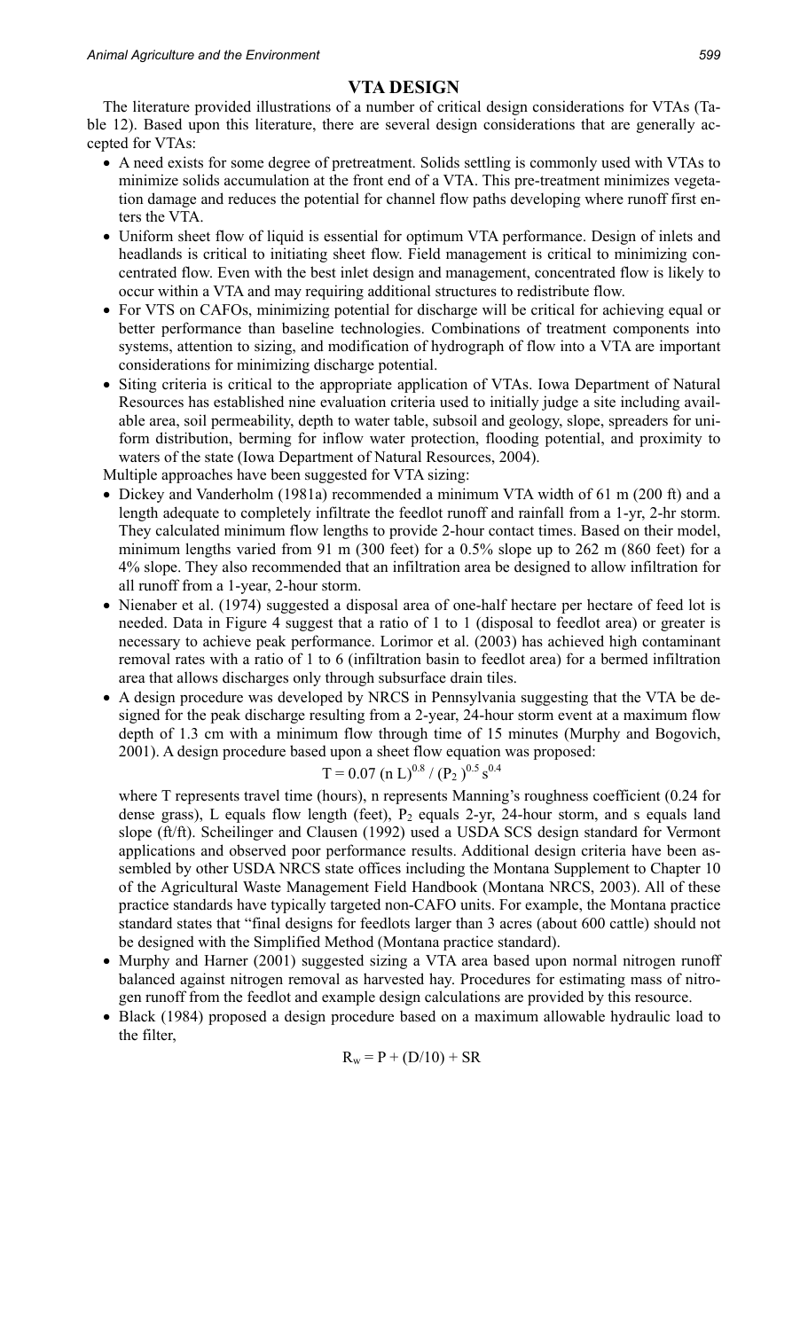## VTA DESIGN

The literature provided illustrations of a number of critical design considerations for VTAs (Table 12). Based upon this literature, there are several design considerations that are generally accepted for VTAs:

- A need exists for some degree of pretreatment. Solids settling is commonly used with VTAs to minimize solids accumulation at the front end of a VTA. This pre-treatment minimizes vegetation damage and reduces the potential for channel flow paths developing where runoff first enters the VTA.
- Uniform sheet flow of liquid is essential for optimum VTA performance. Design of inlets and headlands is critical to initiating sheet flow. Field management is critical to minimizing concentrated flow. Even with the best inlet design and management, concentrated flow is likely to occur within a VTA and may requiring additional structures to redistribute flow.
- For VTS on CAFOs, minimizing potential for discharge will be critical for achieving equal or better performance than baseline technologies. Combinations of treatment components into systems, attention to sizing, and modification of hydrograph of flow into a VTA are important considerations for minimizing discharge potential.
- Siting criteria is critical to the appropriate application of VTAs. Iowa Department of Natural Resources has established nine evaluation criteria used to initially judge a site including available area, soil permeability, depth to water table, subsoil and geology, slope, spreaders for uniform distribution, berming for inflow water protection, flooding potential, and proximity to waters of the state (Iowa Department of Natural Resources, 2004).

Multiple approaches have been suggested for VTA sizing:

- Dickey and Vanderholm (1981a) recommended a minimum VTA width of 61 m (200 ft) and a length adequate to completely infiltrate the feedlot runoff and rainfall from a 1-yr, 2-hr storm. They calculated minimum flow lengths to provide 2-hour contact times. Based on their model, minimum lengths varied from 91 m (300 feet) for a 0.5% slope up to 262 m (860 feet) for a 4% slope. They also recommended that an infiltration area be designed to allow infiltration for all runoff from a 1-year, 2-hour storm.
- Nienaber et al. (1974) suggested a disposal area of one-half hectare per hectare of feed lot is needed. Data in Figure 4 suggest that a ratio of 1 to 1 (disposal to feedlot area) or greater is necessary to achieve peak performance. Lorimor et al. (2003) has achieved high contaminant removal rates with a ratio of 1 to 6 (infiltration basin to feedlot area) for a bermed infiltration area that allows discharges only through subsurface drain tiles.
- A design procedure was developed by NRCS in Pennsylvania suggesting that the VTA be designed for the peak discharge resulting from a 2-year, 24-hour storm event at a maximum flow depth of 1.3 cm with a minimum flow through time of 15 minutes (Murphy and Bogovich, 2001). A design procedure based upon a sheet flow equation was proposed:

  $$T = 0.07\,(n\,L)^{0.8} / (P_2)^{0.5}\,s^{0.4}$$

  where T represents travel time (hours), n represents Manning's roughness coefficient (0.24 for dense grass), L equals flow length (feet), $P_2$ equals 2-yr, 24-hour storm, and s equals land slope (ft/ft). Scheilinger and Clausen (1992) used a USDA SCS design standard for Vermont applications and observed poor performance results. Additional design criteria have been assembled by other USDA NRCS state offices including the Montana Supplement to Chapter 10 of the Agricultural Waste Management Field Handbook (Montana NRCS, 2003). All of these practice standards have typically targeted non-CAFO units. For example, the Montana practice standard states that "final designs for feedlots larger than 3 acres (about 600 cattle) should not be designed with the Simplified Method (Montana practice standard).
- Murphy and Harner (2001) suggested sizing a VTA area based upon normal nitrogen runoff balanced against nitrogen removal as harvested hay. Procedures for estimating mass of nitrogen runoff from the feedlot and example design calculations are provided by this resource.
- Black (1984) proposed a design procedure based on a maximum allowable hydraulic load to the filter,

  $$R_w = P + (D/10) + SR$$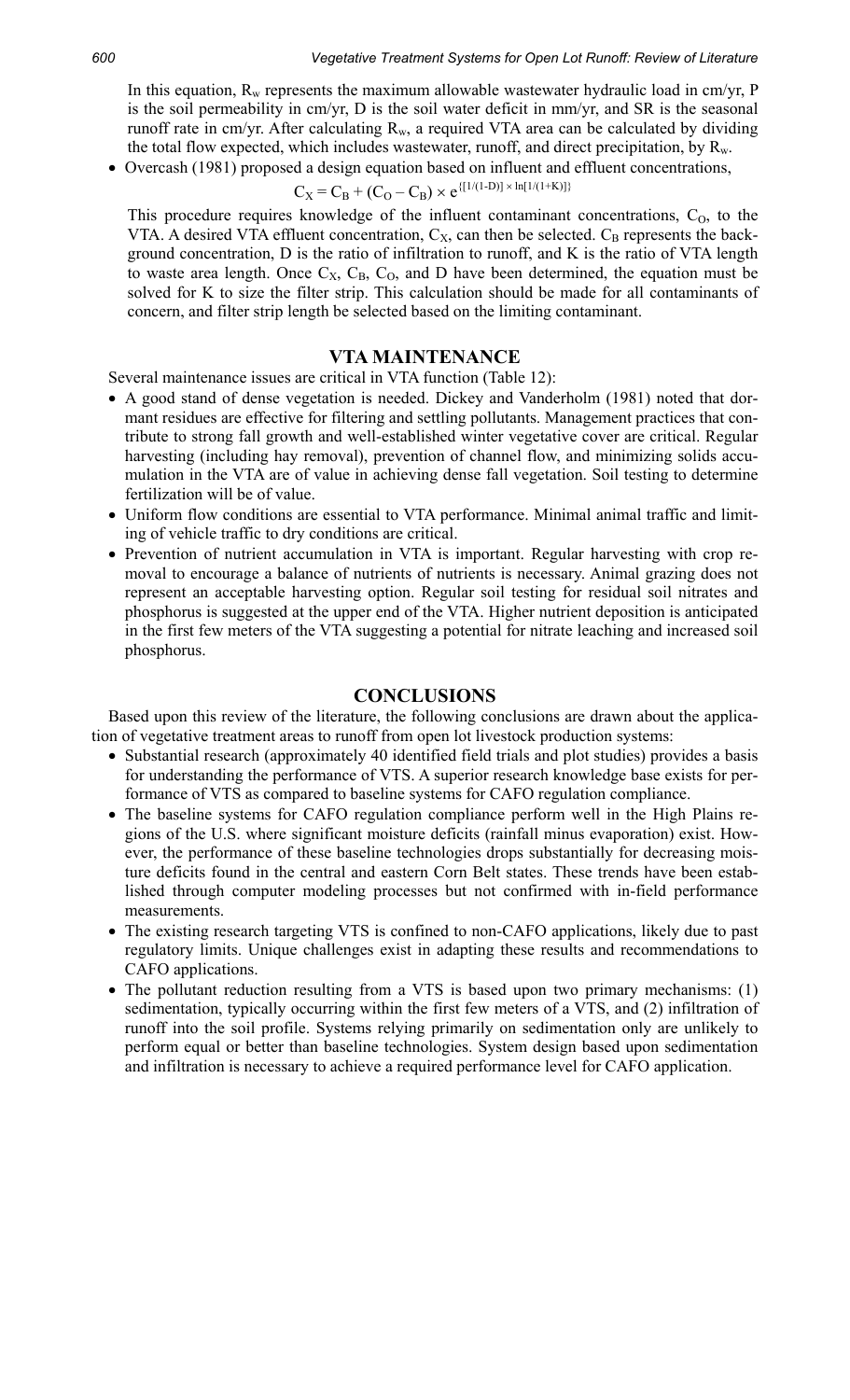In this equation, $R_w$ represents the maximum allowable wastewater hydraulic load in cm/yr, P is the soil permeability in cm/yr, D is the soil water deficit in mm/yr, and SR is the seasonal runoff rate in cm/yr. After calculating $R_w$, a required VTA area can be calculated by dividing the total flow expected, which includes wastewater, runoff, and direct precipitation, by $R_w$.

- Overcash (1981) proposed a design equation based on influent and effluent concentrations,

$$C_X = C_B + (C_O - C_B) \times e^{\{[1/(1-D)] \times \ln[1/(1+K)]\}}$$

This procedure requires knowledge of the influent contaminant concentrations, $C_O$, to the VTA. A desired VTA effluent concentration, $C_X$, can then be selected. $C_B$ represents the background concentration, D is the ratio of infiltration to runoff, and K is the ratio of VTA length to waste area length. Once $C_X$, $C_B$, $C_O$, and D have been determined, the equation must be solved for K to size the filter strip. This calculation should be made for all contaminants of concern, and filter strip length be selected based on the limiting contaminant.

## VTA MAINTENANCE

Several maintenance issues are critical in VTA function (Table 12):

- A good stand of dense vegetation is needed. Dickey and Vanderholm (1981) noted that dormant residues are effective for filtering and settling pollutants. Management practices that contribute to strong fall growth and well-established winter vegetative cover are critical. Regular harvesting (including hay removal), prevention of channel flow, and minimizing solids accumulation in the VTA are of value in achieving dense fall vegetation. Soil testing to determine fertilization will be of value.
- Uniform flow conditions are essential to VTA performance. Minimal animal traffic and limiting of vehicle traffic to dry conditions are critical.
- Prevention of nutrient accumulation in VTA is important. Regular harvesting with crop removal to encourage a balance of nutrients of nutrients is necessary. Animal grazing does not represent an acceptable harvesting option. Regular soil testing for residual soil nitrates and phosphorus is suggested at the upper end of the VTA. Higher nutrient deposition is anticipated in the first few meters of the VTA suggesting a potential for nitrate leaching and increased soil phosphorus.

## CONCLUSIONS

Based upon this review of the literature, the following conclusions are drawn about the application of vegetative treatment areas to runoff from open lot livestock production systems:

- Substantial research (approximately 40 identified field trials and plot studies) provides a basis for understanding the performance of VTS. A superior research knowledge base exists for performance of VTS as compared to baseline systems for CAFO regulation compliance.
- The baseline systems for CAFO regulation compliance perform well in the High Plains regions of the U.S. where significant moisture deficits (rainfall minus evaporation) exist. However, the performance of these baseline technologies drops substantially for decreasing moisture deficits found in the central and eastern Corn Belt states. These trends have been established through computer modeling processes but not confirmed with in-field performance measurements.
- The existing research targeting VTS is confined to non-CAFO applications, likely due to past regulatory limits. Unique challenges exist in adapting these results and recommendations to CAFO applications.
- The pollutant reduction resulting from a VTS is based upon two primary mechanisms: (1) sedimentation, typically occurring within the first few meters of a VTS, and (2) infiltration of runoff into the soil profile. Systems relying primarily on sedimentation only are unlikely to perform equal or better than baseline technologies. System design based upon sedimentation and infiltration is necessary to achieve a required performance level for CAFO application.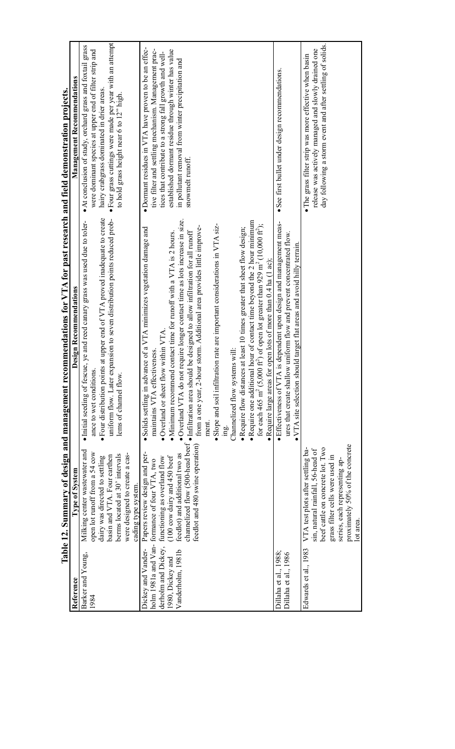## Table 12. Summary of design and management recommendations for VTA for past research and field demonstration projects.

| Reference | Type of System | Design Recommendations | Management Recommendations |
|---|---|---|---|
| Barker and Young, 1984 | Milking center wastewater and open lot runoff from a 54 cow dairy was directed to settling basin and VTA. Four earthen berms located at 30' intervals were designed to create a cascading type system. | • Initial seeding of fescue, ye and reed canary grass was used due to tolerance to wet conditions.<br>• Four distribution points at upper end of VTA proved inadequate to create uniform flow. Later expansion to seven distribution points reduced problems of channel flow. | • At conclusion of study, orchard grass and foxtail grass were dominant species at upper end of filter strip and hairy crabgrass dominated in drier areas.<br>• Four grass cuttings were made per year with an attempt to hold grass height near 6 to 12" high. |
| Dickey and Vanderholm 1981a and Vanderholm and Dickey, 1980, Dickey and Vanderholm, 1981b | Papers review design and performance of four VTA, two functioning as overland flow (100 cow dairy and 450 beef feedlot) and additional two as channelized flow (500-head beef feedlot and 480 swine operation) | • Solids settling in advance of a VTA minimizes vegetation damage and maintains VTA effectiveness.<br>• Overland or sheet flow within VTA.<br>• Minimum recommend contact time for runoff with a VTA is 2 hours.<br>• Overland VTA do not require longer contact time as lots increase in size.<br>• Infiltration area should be designed to allow infiltration for all runoff from a one year, 2-hour storm. Additional area provides little improvement.<br>• Slope and soil infiltration rate are important considerations in VTA sizing.<br>Channelized flow systems will:<br>• Require flow distances at least 10 times greater that sheet flow design;<br>• Require one additional hour of contact time beyond the 2 hour minimum for each 465 m² (5,000 ft²) of open lot greater than 929 m² (10,000 ft²);<br>• Require large areas for open lots of more than 0.4 ha (1 ac); | • Dormant residues in VTA have proven to be an effective filter and settling mechanism. Management practices that contribute to a strong fall growth and well-established dormant residue through winter has value in pollutant removal from winter precipitation and snowmelt runoff. |
| Dillaha et al., 1988; Dillaha et al., 1986 | | • Effectiveness of VTA is dependent upon design and management measures that create shallow uniform flow and prevent concentrated flow.<br>• VTA site selection should target flat areas and avoid hilly terrain. | • See first bullet under design recommendations. |
| Edwards et al., 1983 | VTA test plots after settling basin, natural rainfall, 56-head of beef cattle on concrete lot. Two grass filter cells were used in series, each representing approximately 50% of the concrete lot area. | | • The grass filter strip was more effective when basin release was actively managed and slowly drained one day following a storm event and after settling of solids. |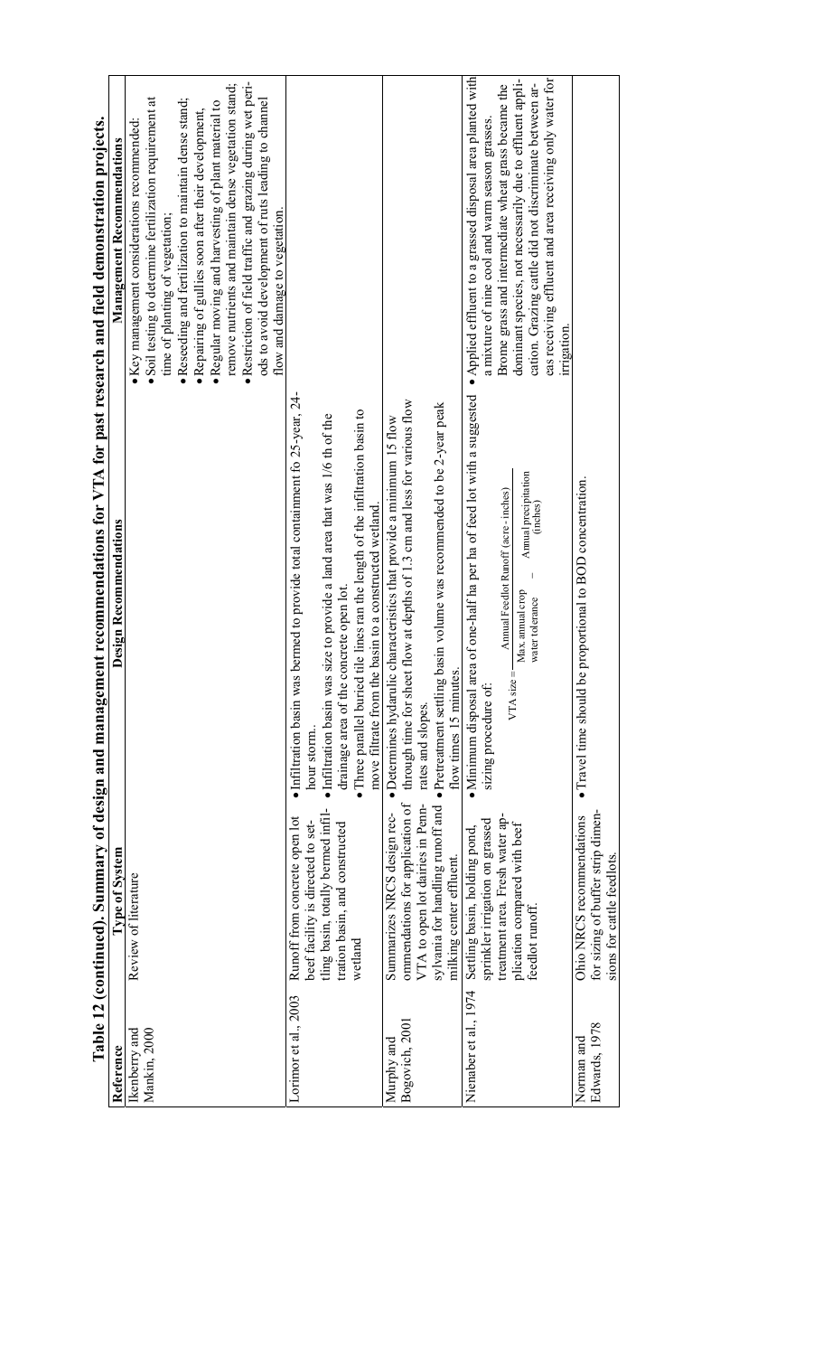**Table 12 (continued). Summary of design and management recommendations for VTA for past research and field demonstration projects.**

| Reference | Type of System | Design Recommendations | Management Recommendations |
|---|---|---|---|
| Ikenberry and Mankin, 2000 | Review of literature | | • Key management considerations recommended: • Soil testing to determine fertilization requirement at time of planting of vegetation; • Reseeding and fertilization to maintain dense stand; • Repairing of gullies soon after their development, • Regular mowing and harvesting of plant material to remove nutrients and maintain dense vegetation stand; • Restriction of field traffic and grazing during wet periods to avoid development of ruts leading to channel flow and damage to vegetation. |
| Lorimor et al., 2003 | Runoff from concrete open lot beef facility is directed to settling basin, totally bermed infiltration basin, and constructed wetland | • Infiltration basin was bermed to provide total containment fo 25-year, 24-hour storm.. • Infiltration basin was size to provide a land area that was 1/6 th of the drainage area of the concrete open lot. • Three parallel buried tile lines ran the length of the infiltration basin to move filtrate from the basin to a constructed wetland. | |
| Murphy and Bogovich, 2001 | Summarizes NRCS design recommendations for application of VTA to open lot dairies in Pennsylvania for handling runoff and milking center effluent. | • Determines hydraulic characteristics that provide a minimum 15 flow through time for sheet flow at depths of 1.3 cm and less for various flow rates and slopes. • Pretreatment settling basin volume was recommended to be 2-year peak flow times 15 minutes. | |
| Nienaber et al., 1974 | Settling basin, holding pond, sprinkler irrigation on grassed treatment area. Fresh water application compared with beef feedlot runoff. | • Minimum disposal area of one-half ha per ha of feed lot with a suggested sizing procedure of: $$\text{VTA size} = \frac{\text{Annual Feedlot Runoff (acre - inches)}}{\text{Max. annual crop water tolerance} - \text{Annual precipitation (inches)}}$$ | • Applied effluent to a grassed disposal area planted with a mixture of nine cool and warm season grasses. Brome grass and intermediate wheat grass became the dominant species, not necessarily due to effluent application. Grazing cattle did not discriminate between areas receiving effluent and area receiving only water for irrigation. |
| Norman and Edwards, 1978 | Ohio NRCS recommendations for sizing of buffer strip dimensions for cattle feedlots. | • Travel time should be proportional to BOD concentration. | |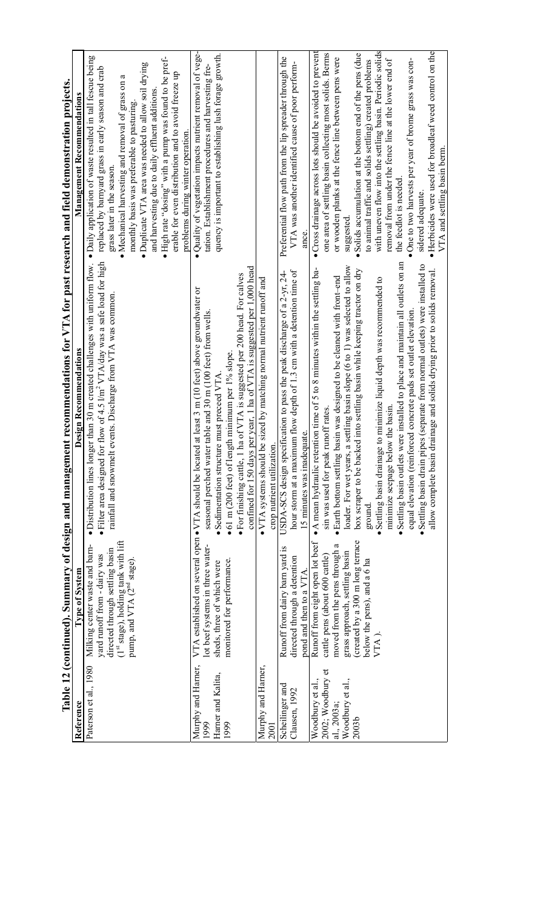**Table 12 (continued). Summary of design and management recommendations for VTA for past research and field demonstration projects.**

| Reference | Type of System | Design Recommendations | Management Recommendations |
|---|---|---|---|
| Paterson et al., 1980 | Milking center waste and barnyard runoff from - dairy was directed through settling basin (1st stage), holding tank with lift pump, and VTA (2nd stage). | • Distribution lines longer than 30 m created challenges with uniform flow.<br>• Filter area designed for flow of 4.5 l/m² VTA/day was a safe load for high rainfall and snowmelt events. Discharge from VTA was common. | • Daily application of waste resulted in tall fescue being replaced by barnyard grass in early season and crab grass later in the season.<br>• Mechanical harvesting and removal of grass on a monthly basis was preferable to pasturing.<br>• Duplicate VTA area was needed to allow soil drying and harvesting due to daily effluent additions.<br>• High rate "dosing" with a pump was found to be preferable for even distribution and to avoid freeze up problems during winter operation. |
| Murphy and Harner, 1999<br>Harner and Kalita, 1999 | VTA established on several open lot beef systems in three watersheds, three of which were monitored for performance. | • VTA should be located at least 3 m (10 feet) above groundwater or seasonal perched water table and 30 m (100 feet) from wells.<br>• Sedimentation structure must preceed VTA.<br>• 61 m (200 feet) of length minimum per 1% slope.<br>• For finishing cattle, 1 ha of VTA is suggested per 200 head. For calves confined for 150 days per year, 1 ha of VTA is suggested per 1,000 head | • Quality of vegetation impacts nutrient removal of vegetation. Establishment procedures and harvesting frequency is important to establishing lush forage growth. |
| Murphy and Harner, 2001 | | • VTA systems should be sized by matching normal nutrient runoff and crop nutrient utilization. | |
| Scheilinger and Clausen, 1992 | Runoff from dairy barn yard is directed through a detention pond and then to a VTA. | USDA-SCS design specification to pass the peak discharge of a 2-yr, 24-hour storm at a maximum flow depth of 1.3 cm with a detention time of 15 minutes was inadequate. | Preferential flow path from the lip spreader through the VTA was another identified cause of poor performance. |
| Woodbury et al., 2002; Woodbury et al., 2003a; Woodbury et al., 2003b | Runoff from eight open lot beef cattle pens (about 600 cattle) moved from the pens through a grass approach, settling basin (created by a 300 m long terrace below the pens), and a 6 ha VTA ). | • A mean hydraulic retention time of 5 to 8 minutes within the settling basin was used for peak runoff rates.<br>• Earth bottom settling basin was designed to be cleaned with front-end loader. For wet years, a settling basin slope (6 to 1) was selected to allow box scraper to be backed into settling basin while keeping tractor on dry ground.<br>• Settling basin drainage to minimize liquid depth was recommended to minimize seepage below the basin.<br>• Settling basin outlets were installed to place and maintain all outlets on an equal elevation (reinforced concrete pads set outlet elevation.<br>• Settling basin drain pipes (separate from normal outlets) were installed to allow complete basin drainage and solids drying prior to solids removal. | • Cross drainage across lots should be avoided to prevent one area of settling basin collecting most solids. Berms or wooden planks at the fence line between pens were suggested.<br>• Solids accumulation at the bottom end of the pens (due to animal traffic and solids settling) created problems with uneven flow into the settling basin. Periodic solids removal from under the fence line at the lower end of the feedlot is needed.<br>• One to two harvests per year of brome grass was considered adequate.<br>• Herbicides were used for broadleaf weed control on the VTA and settling basin berm. |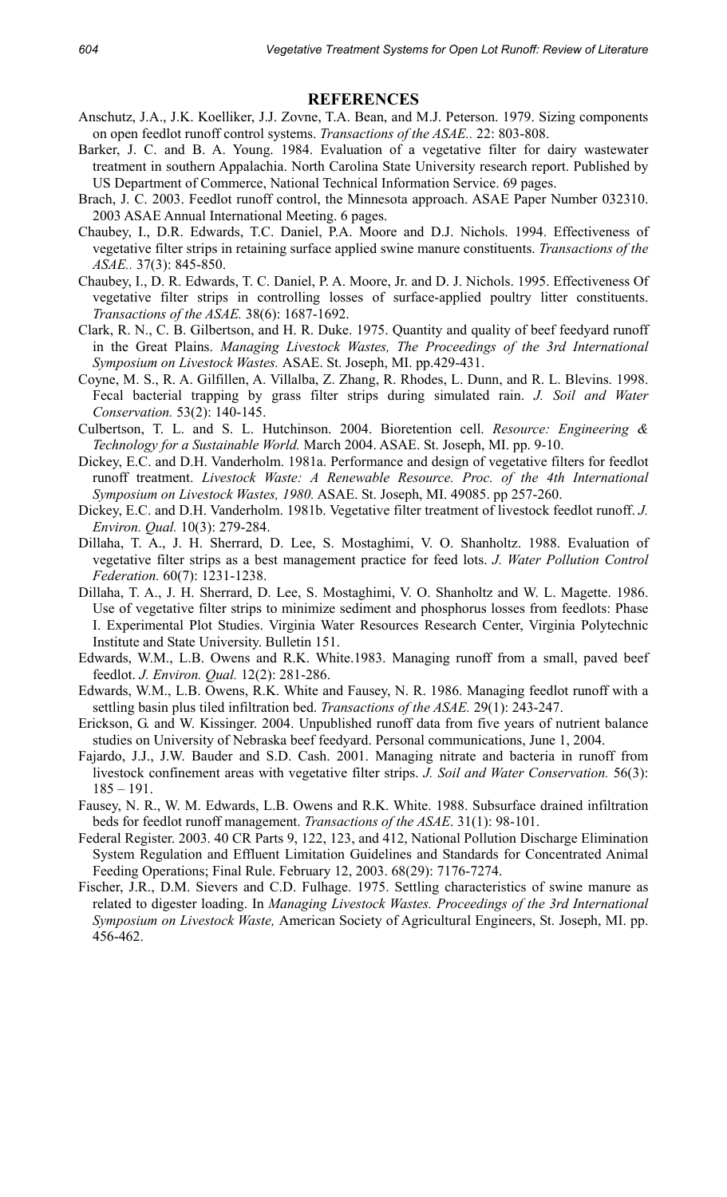## REFERENCES

Anschutz, J.A., J.K. Koelliker, J.J. Zovne, T.A. Bean, and M.J. Peterson. 1979. Sizing components on open feedlot runoff control systems. *Transactions of the ASAE..* 22: 803-808.

Barker, J. C. and B. A. Young. 1984. Evaluation of a vegetative filter for dairy wastewater treatment in southern Appalachia. North Carolina State University research report. Published by US Department of Commerce, National Technical Information Service. 69 pages.

Brach, J. C. 2003. Feedlot runoff control, the Minnesota approach. ASAE Paper Number 032310. 2003 ASAE Annual International Meeting. 6 pages.

Chaubey, I., D.R. Edwards, T.C. Daniel, P.A. Moore and D.J. Nichols. 1994. Effectiveness of vegetative filter strips in retaining surface applied swine manure constituents. *Transactions of the ASAE..* 37(3): 845-850.

Chaubey, I., D. R. Edwards, T. C. Daniel, P. A. Moore, Jr. and D. J. Nichols. 1995. Effectiveness Of vegetative filter strips in controlling losses of surface-applied poultry litter constituents. *Transactions of the ASAE.* 38(6): 1687-1692.

Clark, R. N., C. B. Gilbertson, and H. R. Duke. 1975. Quantity and quality of beef feedyard runoff in the Great Plains. *Managing Livestock Wastes, The Proceedings of the 3rd International Symposium on Livestock Wastes.* ASAE. St. Joseph, MI. pp.429-431.

Coyne, M. S., R. A. Gilfillen, A. Villalba, Z. Zhang, R. Rhodes, L. Dunn, and R. L. Blevins. 1998. Fecal bacterial trapping by grass filter strips during simulated rain. *J. Soil and Water Conservation.* 53(2): 140-145.

Culbertson, T. L. and S. L. Hutchinson. 2004. Bioretention cell. *Resource: Engineering & Technology for a Sustainable World.* March 2004. ASAE. St. Joseph, MI. pp. 9-10.

Dickey, E.C. and D.H. Vanderholm. 1981a. Performance and design of vegetative filters for feedlot runoff treatment. *Livestock Waste: A Renewable Resource. Proc. of the 4th International Symposium on Livestock Wastes, 1980.* ASAE. St. Joseph, MI. 49085. pp 257-260.

Dickey, E.C. and D.H. Vanderholm. 1981b. Vegetative filter treatment of livestock feedlot runoff. *J. Environ. Qual.* 10(3): 279-284.

Dillaha, T. A., J. H. Sherrard, D. Lee, S. Mostaghimi, V. O. Shanholtz. 1988. Evaluation of vegetative filter strips as a best management practice for feed lots. *J. Water Pollution Control Federation.* 60(7): 1231-1238.

Dillaha, T. A., J. H. Sherrard, D. Lee, S. Mostaghimi, V. O. Shanholtz and W. L. Magette. 1986. Use of vegetative filter strips to minimize sediment and phosphorus losses from feedlots: Phase I. Experimental Plot Studies. Virginia Water Resources Research Center, Virginia Polytechnic Institute and State University. Bulletin 151.

Edwards, W.M., L.B. Owens and R.K. White.1983. Managing runoff from a small, paved beef feedlot. *J. Environ. Qual.* 12(2): 281-286.

Edwards, W.M., L.B. Owens, R.K. White and Fausey, N. R. 1986. Managing feedlot runoff with a settling basin plus tiled infiltration bed. *Transactions of the ASAE.* 29(1): 243-247.

Erickson, G. and W. Kissinger. 2004. Unpublished runoff data from five years of nutrient balance studies on University of Nebraska beef feedyard. Personal communications, June 1, 2004.

Fajardo, J.J., J.W. Bauder and S.D. Cash. 2001. Managing nitrate and bacteria in runoff from livestock confinement areas with vegetative filter strips. *J. Soil and Water Conservation.* 56(3): 185 – 191.

Fausey, N. R., W. M. Edwards, L.B. Owens and R.K. White. 1988. Subsurface drained infiltration beds for feedlot runoff management. *Transactions of the ASAE*. 31(1): 98-101.

Federal Register. 2003. 40 CR Parts 9, 122, 123, and 412, National Pollution Discharge Elimination System Regulation and Effluent Limitation Guidelines and Standards for Concentrated Animal Feeding Operations; Final Rule. February 12, 2003. 68(29): 7176-7274.

Fischer, J.R., D.M. Sievers and C.D. Fulhage. 1975. Settling characteristics of swine manure as related to digester loading. In *Managing Livestock Wastes. Proceedings of the 3rd International Symposium on Livestock Waste,* American Society of Agricultural Engineers, St. Joseph, MI. pp. 456-462.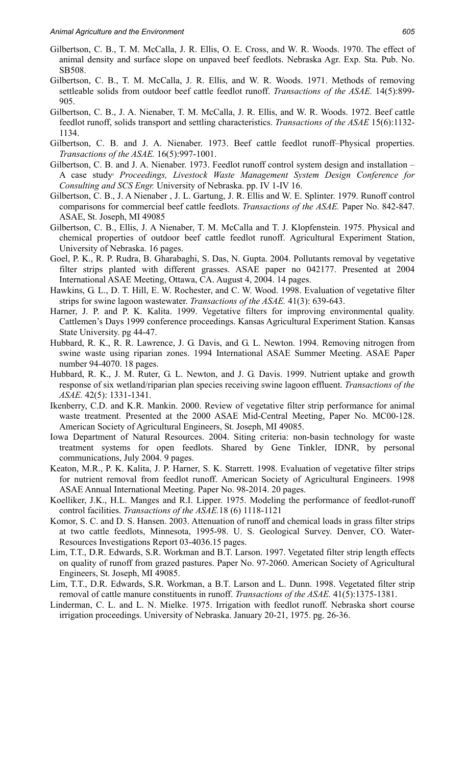Gilbertson, C. B., T. M. McCalla, J. R. Ellis, O. E. Cross, and W. R. Woods. 1970. The effect of animal density and surface slope on unpaved beef feedlots. Nebraska Agr. Exp. Sta. Pub. No. SB508.

Gilbertson, C. B., T. M. McCalla, J. R. Ellis, and W. R. Woods. 1971. Methods of removing settleable solids from outdoor beef cattle feedlot runoff. *Transactions of the ASAE.* 14(5):899-905.

Gilbertson, C. B., J. A. Nienaber, T. M. McCalla, J. R. Ellis, and W. R. Woods. 1972. Beef cattle feedlot runoff, solids transport and settling characteristics. *Transactions of the ASAE* 15(6):1132-1134.

Gilbertson, C. B. and J. A. Nienaber. 1973. Beef cattle feedlot runoff–Physical properties. *Transactions of the ASAE.* 16(5):997-1001.

Gilbertson, C. B. and J. A. Nienaber. 1973. Feedlot runoff control system design and installation – A case study. *Proceedings, Livestock Waste Management System Design Conference for Consulting and SCS Engr.* University of Nebraska. pp. IV 1-IV 16.

Gilbertson, C. B., J. A Nienaber , J. L. Gartung, J. R. Ellis and W. E. Splinter. 1979. Runoff control comparisons for commercial beef cattle feedlots. *Transactions of the ASAE.* Paper No. 842-847. ASAE, St. Joseph, MI 49085

Gilbertson, C. B., Ellis, J. A Nienaber, T. M. McCalla and T. J. Klopfenstein. 1975. Physical and chemical properties of outdoor beef cattle feedlot runoff. Agricultural Experiment Station, University of Nebraska. 16 pages.

Goel, P. K., R. P. Rudra, B. Gharabaghi, S. Das, N. Gupta. 2004. Pollutants removal by vegetative filter strips planted with different grasses. ASAE paper no 042177. Presented at 2004 International ASAE Meeting, Ottawa, CA. August 4, 2004. 14 pages.

Hawkins, G. L., D. T. Hill, E. W. Rochester, and C. W. Wood. 1998. Evaluation of vegetative filter strips for swine lagoon wastewater. *Transactions of the ASAE.* 41(3): 639-643.

Harner, J. P. and P. K. Kalita. 1999. Vegetative filters for improving environmental quality. Cattlemen's Days 1999 conference proceedings. Kansas Agricultural Experiment Station. Kansas State University. pg 44-47.

Hubbard, R. K., R. R. Lawrence, J. G. Davis, and G. L. Newton. 1994. Removing nitrogen from swine waste using riparian zones. 1994 International ASAE Summer Meeting. ASAE Paper number 94-4070. 18 pages.

Hubbard, R. K., J. M. Ruter, G. L. Newton, and J. G. Davis. 1999. Nutrient uptake and growth response of six wetland/riparian plan species receiving swine lagoon effluent. *Transactions of the ASAE.* 42(5): 1331-1341.

Ikenberry, C.D. and K.R. Mankin. 2000. Review of vegetative filter strip performance for animal waste treatment. Presented at the 2000 ASAE Mid-Central Meeting, Paper No. MC00-128. American Society of Agricultural Engineers, St. Joseph, MI 49085.

Iowa Department of Natural Resources. 2004. Siting criteria: non-basin technology for waste treatment systems for open feedlots. Shared by Gene Tinkler, IDNR, by personal communications, July 2004. 9 pages.

Keaton, M.R., P. K. Kalita, J. P. Harner, S. K. Starrett. 1998. Evaluation of vegetative filter strips for nutrient removal from feedlot runoff. American Society of Agricultural Engineers. 1998 ASAE Annual International Meeting. Paper No. 98-2014. 20 pages.

Koelliker, J.K., H.L. Manges and R.I. Lipper. 1975. Modeling the performance of feedlot-runoff control facilities. *Transactions of the ASAE.*18 (6) 1118-1121

Komor, S. C. and D. S. Hansen. 2003. Attenuation of runoff and chemical loads in grass filter strips at two cattle feedlots, Minnesota, 1995-98. U. S. Geological Survey. Denver, CO. Water-Resources Investigations Report 03-4036.15 pages.

Lim, T.T., D.R. Edwards, S.R. Workman and B.T. Larson. 1997. Vegetated filter strip length effects on quality of runoff from grazed pastures. Paper No. 97-2060. American Society of Agricultural Engineers, St. Joseph, MI 49085.

Lim, T.T., D.R. Edwards, S.R. Workman, a B.T. Larson and L. Dunn. 1998. Vegetated filter strip removal of cattle manure constituents in runoff. *Transactions of the ASAE.* 41(5):1375-1381.

Linderman, C. L. and L. N. Mielke. 1975. Irrigation with feedlot runoff. Nebraska short course irrigation proceedings. University of Nebraska. January 20-21, 1975. pg. 26-36.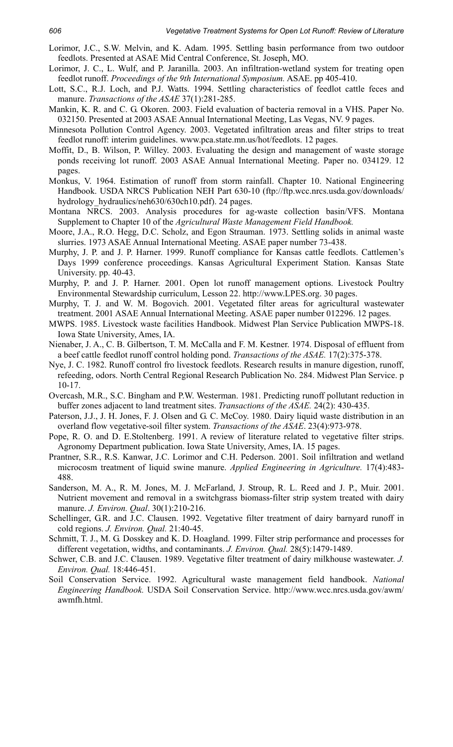Lorimor, J.C., S.W. Melvin, and K. Adam. 1995. Settling basin performance from two outdoor feedlots. Presented at ASAE Mid Central Conference, St. Joseph, MO.

Lorimor, J. C., L. Wulf, and P. Jaranilla. 2003. An infiltration-wetland system for treating open feedlot runoff. *Proceedings of the 9th International Symposium.* ASAE. pp 405-410.

Lott, S.C., R.J. Loch, and P.J. Watts. 1994. Settling characteristics of feedlot cattle feces and manure. *Transactions of the ASAE* 37(1):281-285.

Mankin, K. R. and C. G. Okoren. 2003. Field evaluation of bacteria removal in a VHS. Paper No. 032150. Presented at 2003 ASAE Annual International Meeting, Las Vegas, NV. 9 pages.

Minnesota Pollution Control Agency. 2003. Vegetated infiltration areas and filter strips to treat feedlot runoff: interim guidelines. www.pca.state.mn.us/hot/feedlots. 12 pages.

Moffit, D., B. Wilson, P. Willey. 2003. Evaluating the design and management of waste storage ponds receiving lot runoff. 2003 ASAE Annual International Meeting. Paper no. 034129. 12 pages.

Monkus, V. 1964. Estimation of runoff from storm rainfall. Chapter 10. National Engineering Handbook. USDA NRCS Publication NEH Part 630-10 (ftp://ftp.wcc.nrcs.usda.gov/downloads/hydrology_hydraulics/neh630/630ch10.pdf). 24 pages.

Montana NRCS. 2003. Analysis procedures for ag-waste collection basin/VFS. Montana Supplement to Chapter 10 of the *Agricultural Waste Management Field Handbook.*

Moore, J.A., R.O. Hegg, D.C. Scholz, and Egon Strauman. 1973. Settling solids in animal waste slurries. 1973 ASAE Annual International Meeting. ASAE paper number 73-438.

Murphy, J. P. and J. P. Harner. 1999. Runoff compliance for Kansas cattle feedlots. Cattlemen's Days 1999 conference proceedings. Kansas Agricultural Experiment Station. Kansas State University. pp. 40-43.

Murphy, P. and J. P. Harner. 2001. Open lot runoff management options. Livestock Poultry Environmental Stewardship curriculum, Lesson 22. http://www.LPES.org. 30 pages.

Murphy, T. J. and W. M. Bogovich. 2001. Vegetated filter areas for agricultural wastewater treatment. 2001 ASAE Annual International Meeting. ASAE paper number 012296. 12 pages.

MWPS. 1985. Livestock waste facilities Handbook. Midwest Plan Service Publication MWPS-18. Iowa State University, Ames, IA.

Nienaber, J. A., C. B. Gilbertson, T. M. McCalla and F. M. Kestner. 1974. Disposal of effluent from a beef cattle feedlot runoff control holding pond. *Transactions of the ASAE.* 17(2):375-378.

Nye, J. C. 1982. Runoff control fro livestock feedlots. Research results in manure digestion, runoff, refeeding, odors. North Central Regional Research Publication No. 284. Midwest Plan Service. p 10-17.

Overcash, M.R., S.C. Bingham and P.W. Westerman. 1981. Predicting runoff pollutant reduction in buffer zones adjacent to land treatment sites. *Transactions of the ASAE.* 24(2): 430-435.

Paterson, J.J., J. H. Jones, F. J. Olsen and G. C. McCoy. 1980. Dairy liquid waste distribution in an overland flow vegetative-soil filter system. *Transactions of the ASAE*. 23(4):973-978.

Pope, R. O. and D. E.Stoltenberg. 1991. A review of literature related to vegetative filter strips. Agronomy Department publication. Iowa State University, Ames, IA. 15 pages.

Prantner, S.R., R.S. Kanwar, J.C. Lorimor and C.H. Pederson. 2001. Soil infiltration and wetland microcosm treatment of liquid swine manure. *Applied Engineering in Agriculture.* 17(4):483-488.

Sanderson, M. A., R. M. Jones, M. J. McFarland, J. Stroup, R. L. Reed and J. P., Muir. 2001. Nutrient movement and removal in a switchgrass biomass-filter strip system treated with dairy manure. *J. Environ. Qual*. 30(1):210-216.

Schellinger, G.R. and J.C. Clausen. 1992. Vegetative filter treatment of dairy barnyard runoff in cold regions. *J. Environ. Qual.* 21:40-45.

Schmitt, T. J., M. G. Dosskey and K. D. Hoagland. 1999. Filter strip performance and processes for different vegetation, widths, and contaminants. *J. Environ. Qual.* 28(5):1479-1489.

Schwer, C.B. and J.C. Clausen. 1989. Vegetative filter treatment of dairy milkhouse wastewater. *J. Environ. Qual.* 18:446-451.

Soil Conservation Service. 1992. Agricultural waste management field handbook. *National Engineering Handbook.* USDA Soil Conservation Service. http://www.wcc.nrcs.usda.gov/awm/awmfh.html.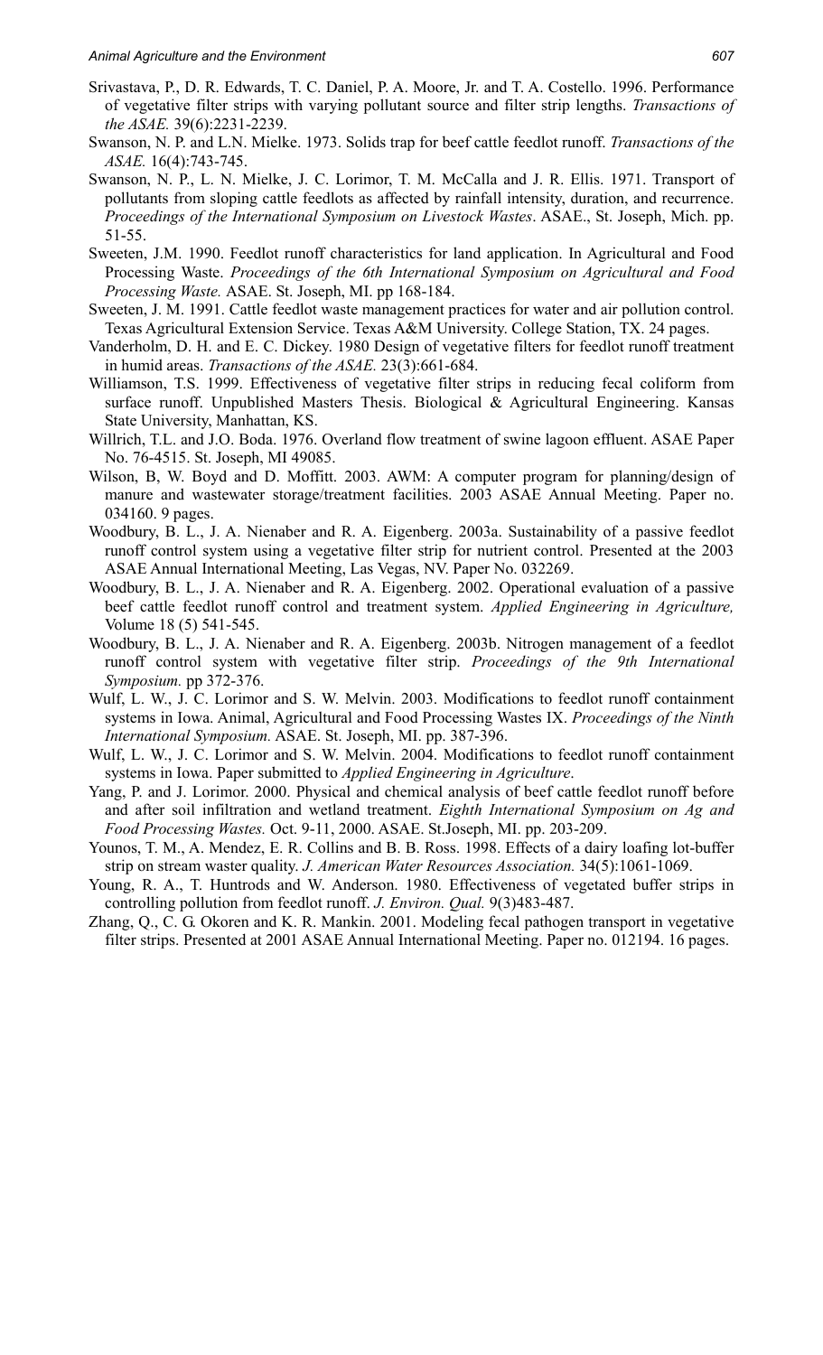Srivastava, P., D. R. Edwards, T. C. Daniel, P. A. Moore, Jr. and T. A. Costello. 1996. Performance of vegetative filter strips with varying pollutant source and filter strip lengths. *Transactions of the ASAE.* 39(6):2231-2239.

Swanson, N. P. and L.N. Mielke. 1973. Solids trap for beef cattle feedlot runoff. *Transactions of the ASAE.* 16(4):743-745.

Swanson, N. P., L. N. Mielke, J. C. Lorimor, T. M. McCalla and J. R. Ellis. 1971. Transport of pollutants from sloping cattle feedlots as affected by rainfall intensity, duration, and recurrence. *Proceedings of the International Symposium on Livestock Wastes*. ASAE., St. Joseph, Mich. pp. 51-55.

Sweeten, J.M. 1990. Feedlot runoff characteristics for land application. In Agricultural and Food Processing Waste. *Proceedings of the 6th International Symposium on Agricultural and Food Processing Waste.* ASAE. St. Joseph, MI. pp 168-184.

Sweeten, J. M. 1991. Cattle feedlot waste management practices for water and air pollution control. Texas Agricultural Extension Service. Texas A&M University. College Station, TX. 24 pages.

Vanderholm, D. H. and E. C. Dickey. 1980 Design of vegetative filters for feedlot runoff treatment in humid areas. *Transactions of the ASAE.* 23(3):661-684.

Williamson, T.S. 1999. Effectiveness of vegetative filter strips in reducing fecal coliform from surface runoff. Unpublished Masters Thesis. Biological & Agricultural Engineering. Kansas State University, Manhattan, KS.

Willrich, T.L. and J.O. Boda. 1976. Overland flow treatment of swine lagoon effluent. ASAE Paper No. 76-4515. St. Joseph, MI 49085.

Wilson, B, W. Boyd and D. Moffitt. 2003. AWM: A computer program for planning/design of manure and wastewater storage/treatment facilities. 2003 ASAE Annual Meeting. Paper no. 034160. 9 pages.

Woodbury, B. L., J. A. Nienaber and R. A. Eigenberg. 2003a. Sustainability of a passive feedlot runoff control system using a vegetative filter strip for nutrient control. Presented at the 2003 ASAE Annual International Meeting, Las Vegas, NV. Paper No. 032269.

Woodbury, B. L., J. A. Nienaber and R. A. Eigenberg. 2002. Operational evaluation of a passive beef cattle feedlot runoff control and treatment system. *Applied Engineering in Agriculture,* Volume 18 (5) 541-545.

Woodbury, B. L., J. A. Nienaber and R. A. Eigenberg. 2003b. Nitrogen management of a feedlot runoff control system with vegetative filter strip. *Proceedings of the 9th International Symposium.* pp 372-376.

Wulf, L. W., J. C. Lorimor and S. W. Melvin. 2003. Modifications to feedlot runoff containment systems in Iowa. Animal, Agricultural and Food Processing Wastes IX. *Proceedings of the Ninth International Symposium.* ASAE. St. Joseph, MI. pp. 387-396.

Wulf, L. W., J. C. Lorimor and S. W. Melvin. 2004. Modifications to feedlot runoff containment systems in Iowa. Paper submitted to *Applied Engineering in Agriculture*.

Yang, P. and J. Lorimor. 2000. Physical and chemical analysis of beef cattle feedlot runoff before and after soil infiltration and wetland treatment. *Eighth International Symposium on Ag and Food Processing Wastes.* Oct. 9-11, 2000. ASAE. St.Joseph, MI. pp. 203-209.

Younos, T. M., A. Mendez, E. R. Collins and B. B. Ross. 1998. Effects of a dairy loafing lot-buffer strip on stream waster quality. *J. American Water Resources Association.* 34(5):1061-1069.

Young, R. A., T. Huntrods and W. Anderson. 1980. Effectiveness of vegetated buffer strips in controlling pollution from feedlot runoff. *J. Environ. Qual.* 9(3)483-487.

Zhang, Q., C. G. Okoren and K. R. Mankin. 2001. Modeling fecal pathogen transport in vegetative filter strips. Presented at 2001 ASAE Annual International Meeting. Paper no. 012194. 16 pages.